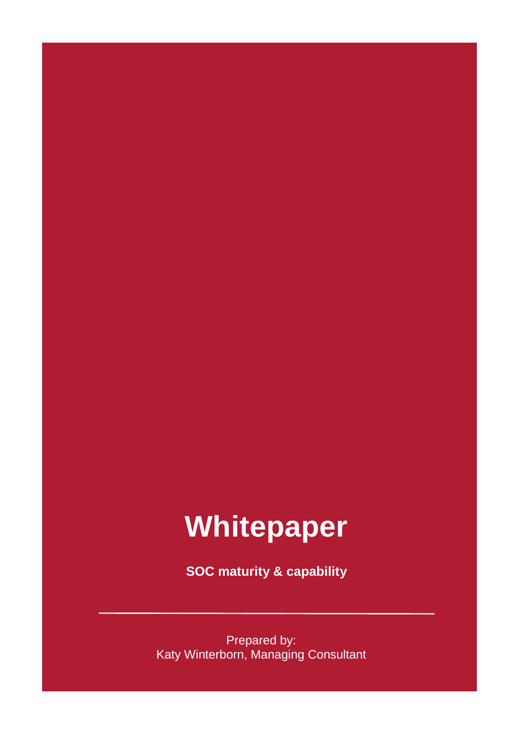# Whitepaper

**SOC maturity & capability**

---

Prepared by:
Katy Winterborn, Managing Consultant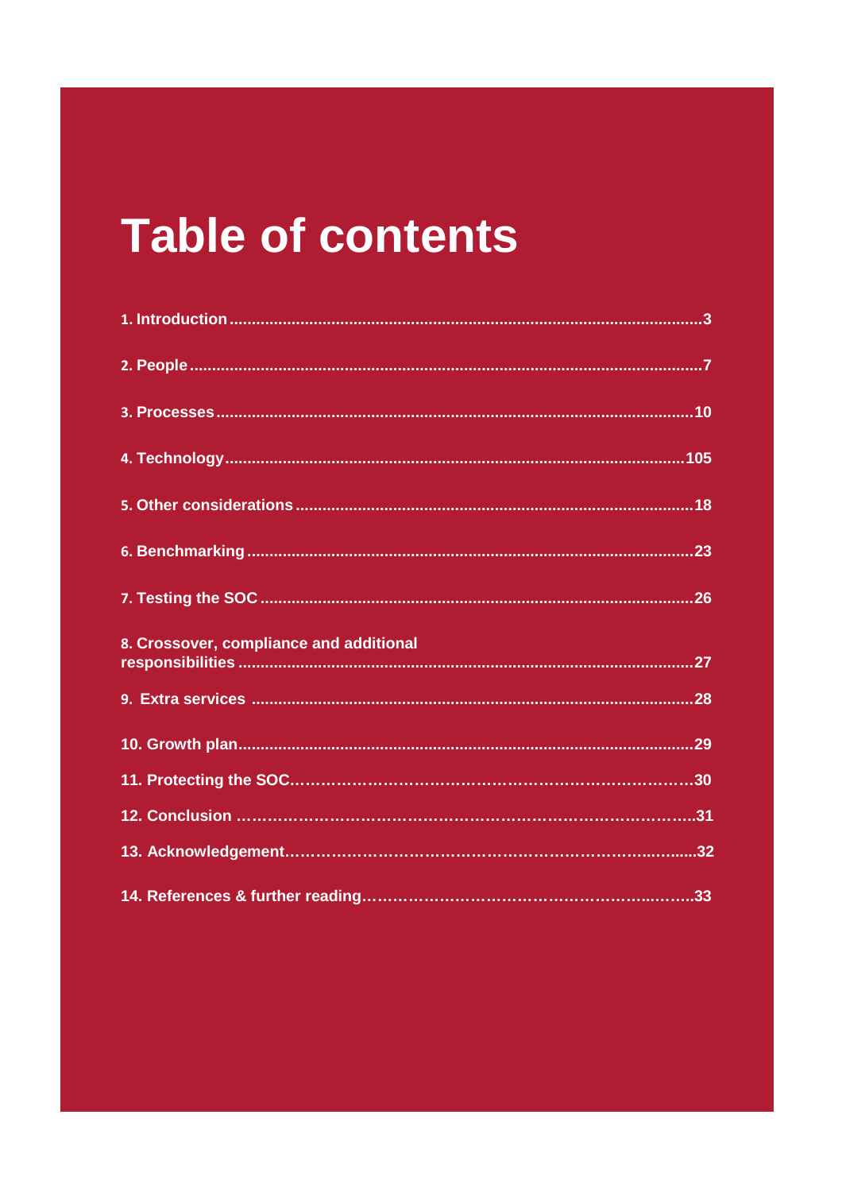# Table of contents

1. Introduction ....................................................................................................3

2. People ..........................................................................................................7

3. Processes ....................................................................................................10

4. Technology ................................................................................................105

5. Other considerations ..................................................................................18

6. Benchmarking .............................................................................................23

7. Testing the SOC ..........................................................................................26

8. Crossover, compliance and additional responsibilities ...............................................................................................27

9. Extra services ..............................................................................................28

10. Growth plan ...............................................................................................29

11. Protecting the SOC.....................................................................................30

12. Conclusion ..................................................................................................31

13. Acknowledgement.......................................................................................32

14. References & further reading.......................................................................33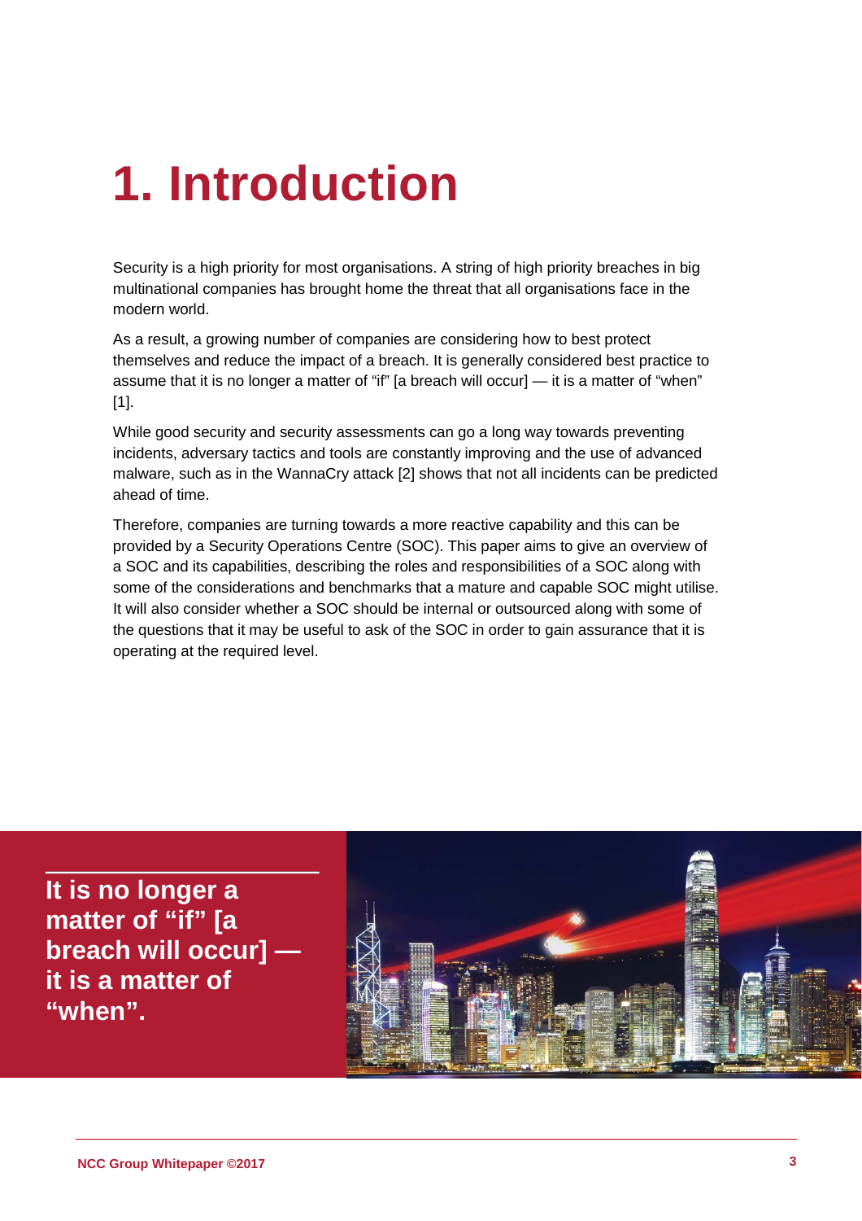# 1. Introduction

Security is a high priority for most organisations. A string of high priority breaches in big multinational companies has brought home the threat that all organisations face in the modern world.

As a result, a growing number of companies are considering how to best protect themselves and reduce the impact of a breach. It is generally considered best practice to assume that it is no longer a matter of "if" [a breach will occur] — it is a matter of "when" [1].

While good security and security assessments can go a long way towards preventing incidents, adversary tactics and tools are constantly improving and the use of advanced malware, such as in the WannaCry attack [2] shows that not all incidents can be predicted ahead of time.

Therefore, companies are turning towards a more reactive capability and this can be provided by a Security Operations Centre (SOC). This paper aims to give an overview of a SOC and its capabilities, describing the roles and responsibilities of a SOC along with some of the considerations and benchmarks that a mature and capable SOC might utilise. It will also consider whether a SOC should be internal or outsourced along with some of the questions that it may be useful to ask of the SOC in order to gain assurance that it is operating at the required level.

**It is no longer a matter of "if" [a breach will occur] — it is a matter of "when".**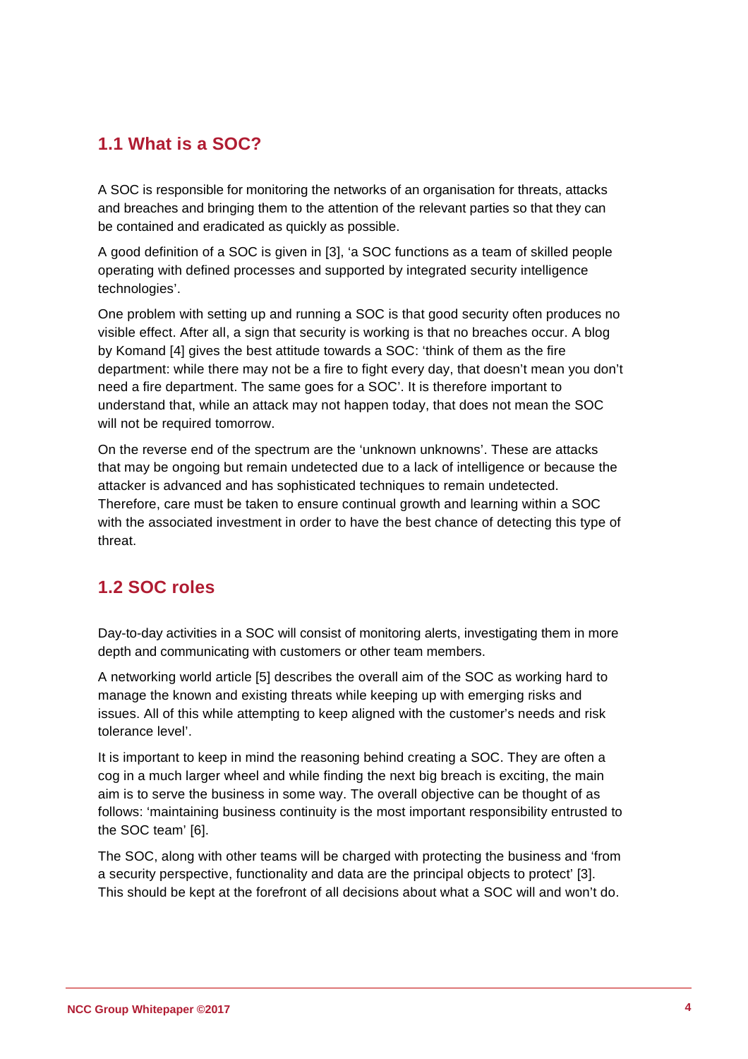## 1.1 What is a SOC?

A SOC is responsible for monitoring the networks of an organisation for threats, attacks and breaches and bringing them to the attention of the relevant parties so that they can be contained and eradicated as quickly as possible.

A good definition of a SOC is given in [3], 'a SOC functions as a team of skilled people operating with defined processes and supported by integrated security intelligence technologies'.

One problem with setting up and running a SOC is that good security often produces no visible effect. After all, a sign that security is working is that no breaches occur. A blog by Komand [4] gives the best attitude towards a SOC: 'think of them as the fire department: while there may not be a fire to fight every day, that doesn't mean you don't need a fire department. The same goes for a SOC'. It is therefore important to understand that, while an attack may not happen today, that does not mean the SOC will not be required tomorrow.

On the reverse end of the spectrum are the 'unknown unknowns'. These are attacks that may be ongoing but remain undetected due to a lack of intelligence or because the attacker is advanced and has sophisticated techniques to remain undetected. Therefore, care must be taken to ensure continual growth and learning within a SOC with the associated investment in order to have the best chance of detecting this type of threat.

## 1.2 SOC roles

Day-to-day activities in a SOC will consist of monitoring alerts, investigating them in more depth and communicating with customers or other team members.

A networking world article [5] describes the overall aim of the SOC as working hard to manage the known and existing threats while keeping up with emerging risks and issues. All of this while attempting to keep aligned with the customer's needs and risk tolerance level'.

It is important to keep in mind the reasoning behind creating a SOC. They are often a cog in a much larger wheel and while finding the next big breach is exciting, the main aim is to serve the business in some way. The overall objective can be thought of as follows: 'maintaining business continuity is the most important responsibility entrusted to the SOC team' [6].

The SOC, along with other teams will be charged with protecting the business and 'from a security perspective, functionality and data are the principal objects to protect' [3]. This should be kept at the forefront of all decisions about what a SOC will and won't do.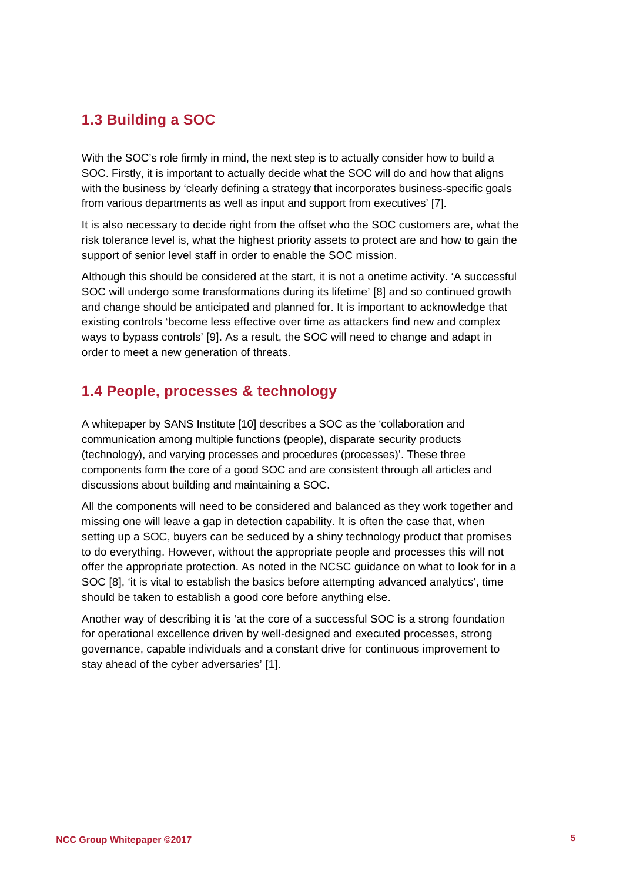## 1.3 Building a SOC

With the SOC's role firmly in mind, the next step is to actually consider how to build a SOC. Firstly, it is important to actually decide what the SOC will do and how that aligns with the business by 'clearly defining a strategy that incorporates business-specific goals from various departments as well as input and support from executives' [7].

It is also necessary to decide right from the offset who the SOC customers are, what the risk tolerance level is, what the highest priority assets to protect are and how to gain the support of senior level staff in order to enable the SOC mission.

Although this should be considered at the start, it is not a onetime activity. 'A successful SOC will undergo some transformations during its lifetime' [8] and so continued growth and change should be anticipated and planned for. It is important to acknowledge that existing controls 'become less effective over time as attackers find new and complex ways to bypass controls' [9]. As a result, the SOC will need to change and adapt in order to meet a new generation of threats.

## 1.4 People, processes & technology

A whitepaper by SANS Institute [10] describes a SOC as the 'collaboration and communication among multiple functions (people), disparate security products (technology), and varying processes and procedures (processes)'. These three components form the core of a good SOC and are consistent through all articles and discussions about building and maintaining a SOC.

All the components will need to be considered and balanced as they work together and missing one will leave a gap in detection capability. It is often the case that, when setting up a SOC, buyers can be seduced by a shiny technology product that promises to do everything. However, without the appropriate people and processes this will not offer the appropriate protection. As noted in the NCSC guidance on what to look for in a SOC [8], 'it is vital to establish the basics before attempting advanced analytics', time should be taken to establish a good core before anything else.

Another way of describing it is 'at the core of a successful SOC is a strong foundation for operational excellence driven by well-designed and executed processes, strong governance, capable individuals and a constant drive for continuous improvement to stay ahead of the cyber adversaries' [1].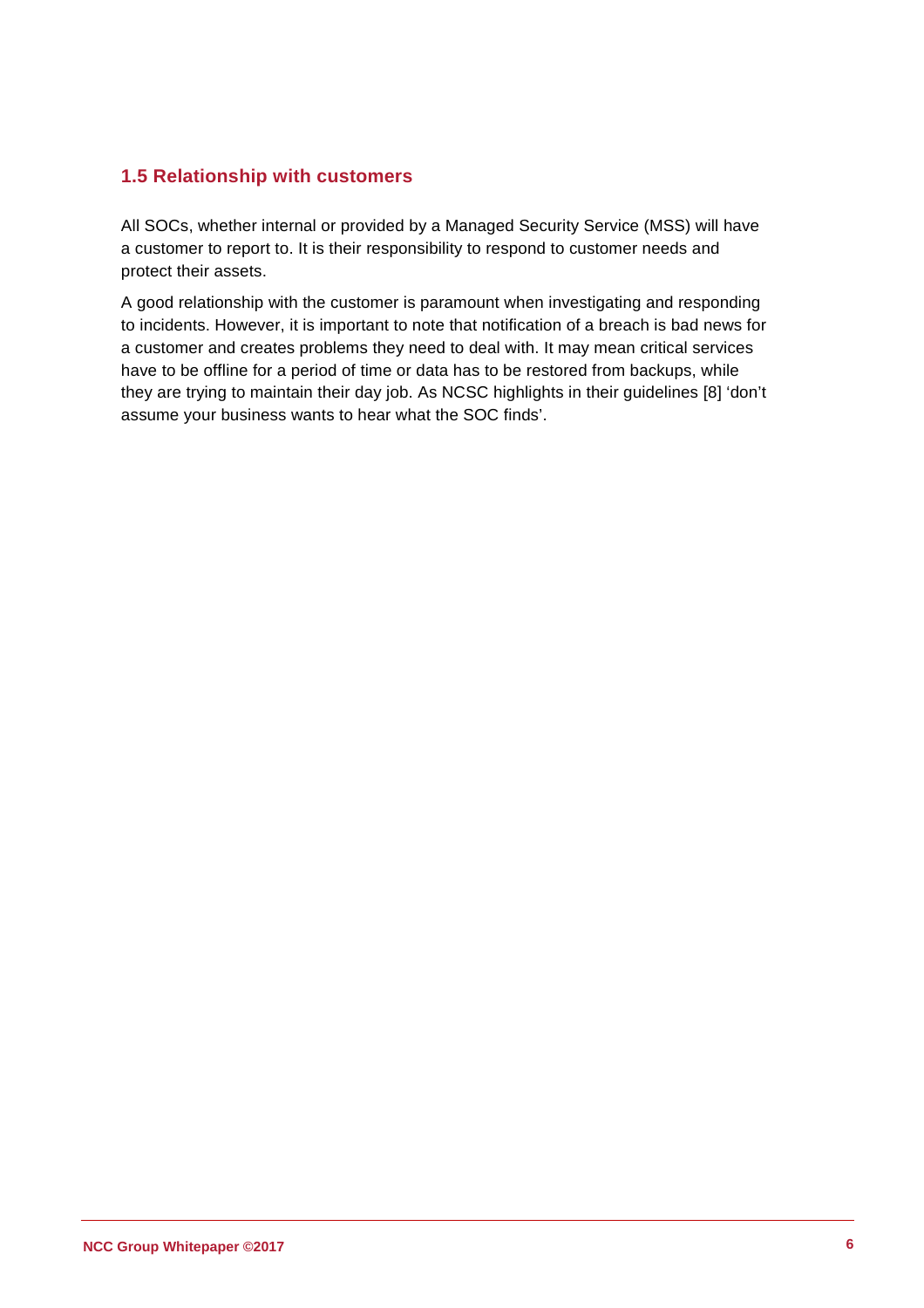### 1.5 Relationship with customers

All SOCs, whether internal or provided by a Managed Security Service (MSS) will have a customer to report to. It is their responsibility to respond to customer needs and protect their assets.

A good relationship with the customer is paramount when investigating and responding to incidents. However, it is important to note that notification of a breach is bad news for a customer and creates problems they need to deal with. It may mean critical services have to be offline for a period of time or data has to be restored from backups, while they are trying to maintain their day job. As NCSC highlights in their guidelines [8] 'don't assume your business wants to hear what the SOC finds'.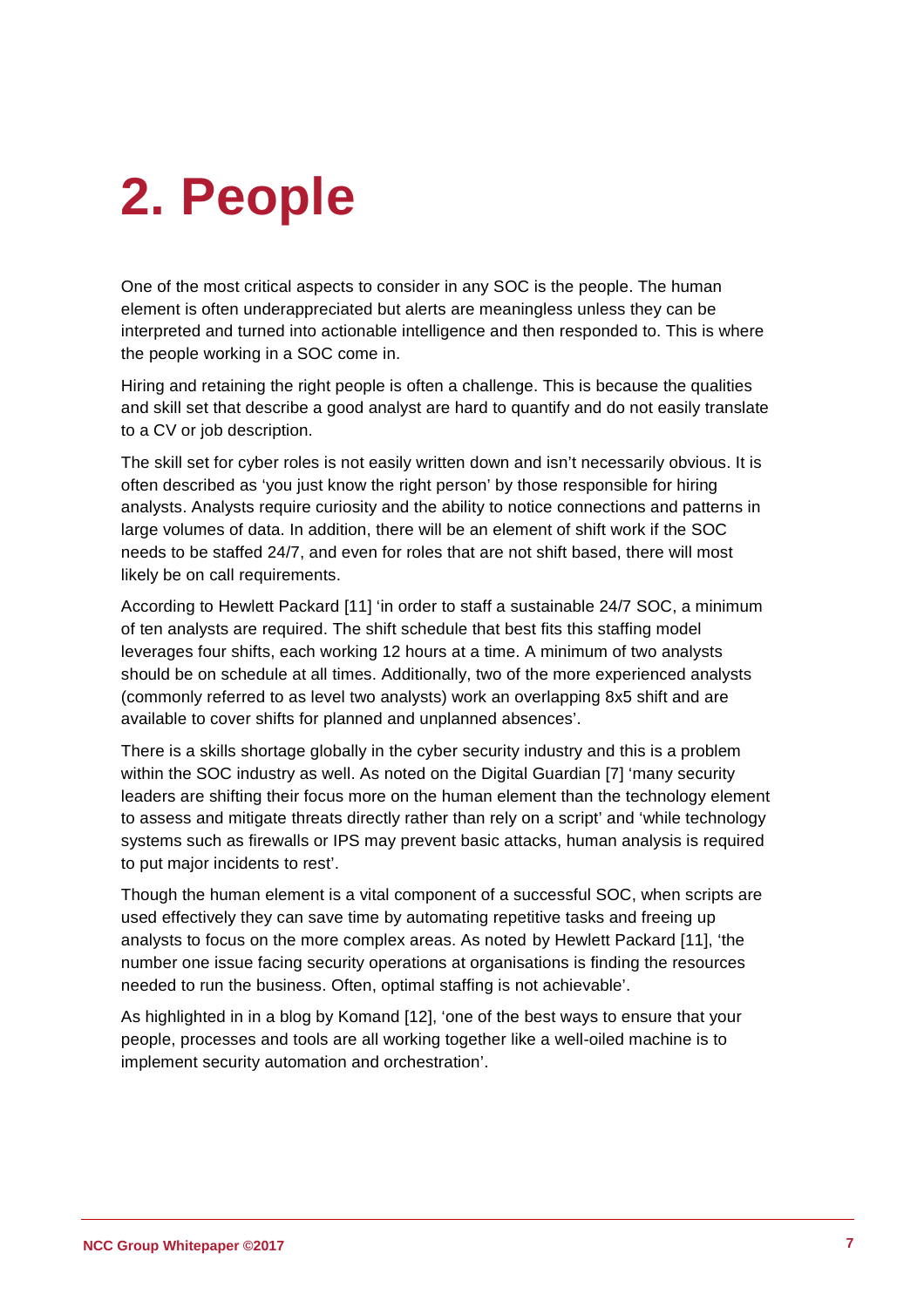# 2. People

One of the most critical aspects to consider in any SOC is the people. The human element is often underappreciated but alerts are meaningless unless they can be interpreted and turned into actionable intelligence and then responded to. This is where the people working in a SOC come in.

Hiring and retaining the right people is often a challenge. This is because the qualities and skill set that describe a good analyst are hard to quantify and do not easily translate to a CV or job description.

The skill set for cyber roles is not easily written down and isn't necessarily obvious. It is often described as 'you just know the right person' by those responsible for hiring analysts. Analysts require curiosity and the ability to notice connections and patterns in large volumes of data. In addition, there will be an element of shift work if the SOC needs to be staffed 24/7, and even for roles that are not shift based, there will most likely be on call requirements.

According to Hewlett Packard [11] 'in order to staff a sustainable 24/7 SOC, a minimum of ten analysts are required. The shift schedule that best fits this staffing model leverages four shifts, each working 12 hours at a time. A minimum of two analysts should be on schedule at all times. Additionally, two of the more experienced analysts (commonly referred to as level two analysts) work an overlapping 8x5 shift and are available to cover shifts for planned and unplanned absences'.

There is a skills shortage globally in the cyber security industry and this is a problem within the SOC industry as well. As noted on the Digital Guardian [7] 'many security leaders are shifting their focus more on the human element than the technology element to assess and mitigate threats directly rather than rely on a script' and 'while technology systems such as firewalls or IPS may prevent basic attacks, human analysis is required to put major incidents to rest'.

Though the human element is a vital component of a successful SOC, when scripts are used effectively they can save time by automating repetitive tasks and freeing up analysts to focus on the more complex areas. As noted by Hewlett Packard [11], 'the number one issue facing security operations at organisations is finding the resources needed to run the business. Often, optimal staffing is not achievable'.

As highlighted in in a blog by Komand [12], 'one of the best ways to ensure that your people, processes and tools are all working together like a well-oiled machine is to implement security automation and orchestration'.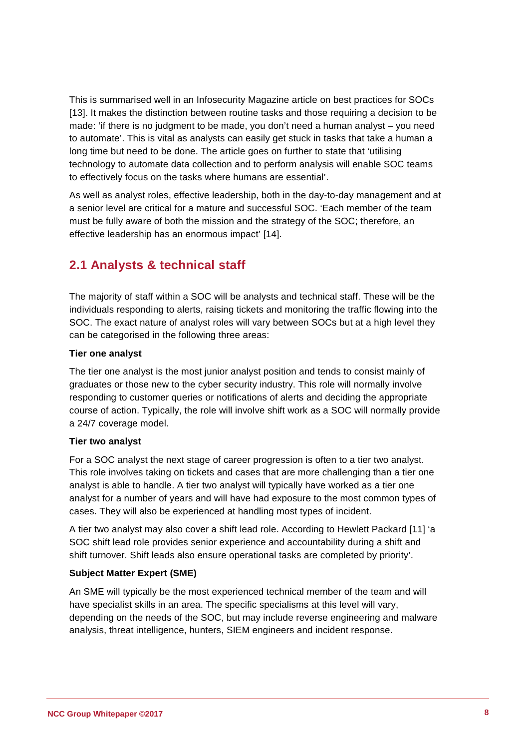This is summarised well in an Infosecurity Magazine article on best practices for SOCs [13]. It makes the distinction between routine tasks and those requiring a decision to be made: 'if there is no judgment to be made, you don't need a human analyst – you need to automate'. This is vital as analysts can easily get stuck in tasks that take a human a long time but need to be done. The article goes on further to state that 'utilising technology to automate data collection and to perform analysis will enable SOC teams to effectively focus on the tasks where humans are essential'.

As well as analyst roles, effective leadership, both in the day-to-day management and at a senior level are critical for a mature and successful SOC. 'Each member of the team must be fully aware of both the mission and the strategy of the SOC; therefore, an effective leadership has an enormous impact' [14].

## 2.1 Analysts & technical staff

The majority of staff within a SOC will be analysts and technical staff. These will be the individuals responding to alerts, raising tickets and monitoring the traffic flowing into the SOC. The exact nature of analyst roles will vary between SOCs but at a high level they can be categorised in the following three areas:

**Tier one analyst**

The tier one analyst is the most junior analyst position and tends to consist mainly of graduates or those new to the cyber security industry. This role will normally involve responding to customer queries or notifications of alerts and deciding the appropriate course of action. Typically, the role will involve shift work as a SOC will normally provide a 24/7 coverage model.

**Tier two analyst**

For a SOC analyst the next stage of career progression is often to a tier two analyst. This role involves taking on tickets and cases that are more challenging than a tier one analyst is able to handle. A tier two analyst will typically have worked as a tier one analyst for a number of years and will have had exposure to the most common types of cases. They will also be experienced at handling most types of incident.

A tier two analyst may also cover a shift lead role. According to Hewlett Packard [11] 'a SOC shift lead role provides senior experience and accountability during a shift and shift turnover. Shift leads also ensure operational tasks are completed by priority'.

**Subject Matter Expert (SME)**

An SME will typically be the most experienced technical member of the team and will have specialist skills in an area. The specific specialisms at this level will vary, depending on the needs of the SOC, but may include reverse engineering and malware analysis, threat intelligence, hunters, SIEM engineers and incident response.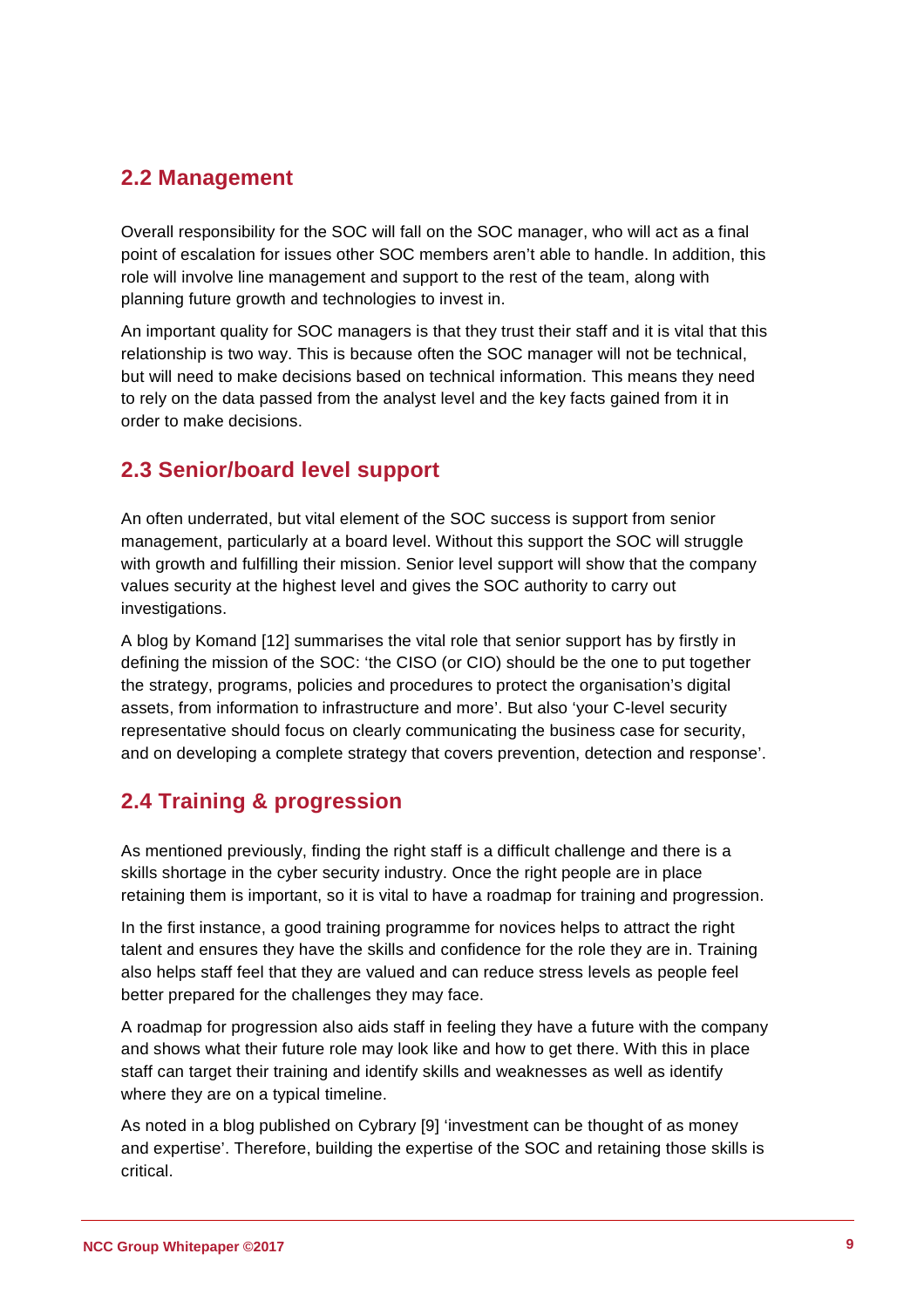## 2.2 Management

Overall responsibility for the SOC will fall on the SOC manager, who will act as a final point of escalation for issues other SOC members aren't able to handle. In addition, this role will involve line management and support to the rest of the team, along with planning future growth and technologies to invest in.

An important quality for SOC managers is that they trust their staff and it is vital that this relationship is two way. This is because often the SOC manager will not be technical, but will need to make decisions based on technical information. This means they need to rely on the data passed from the analyst level and the key facts gained from it in order to make decisions.

## 2.3 Senior/board level support

An often underrated, but vital element of the SOC success is support from senior management, particularly at a board level. Without this support the SOC will struggle with growth and fulfilling their mission. Senior level support will show that the company values security at the highest level and gives the SOC authority to carry out investigations.

A blog by Komand [12] summarises the vital role that senior support has by firstly in defining the mission of the SOC: 'the CISO (or CIO) should be the one to put together the strategy, programs, policies and procedures to protect the organisation's digital assets, from information to infrastructure and more'. But also 'your C-level security representative should focus on clearly communicating the business case for security, and on developing a complete strategy that covers prevention, detection and response'.

## 2.4 Training & progression

As mentioned previously, finding the right staff is a difficult challenge and there is a skills shortage in the cyber security industry. Once the right people are in place retaining them is important, so it is vital to have a roadmap for training and progression.

In the first instance, a good training programme for novices helps to attract the right talent and ensures they have the skills and confidence for the role they are in. Training also helps staff feel that they are valued and can reduce stress levels as people feel better prepared for the challenges they may face.

A roadmap for progression also aids staff in feeling they have a future with the company and shows what their future role may look like and how to get there. With this in place staff can target their training and identify skills and weaknesses as well as identify where they are on a typical timeline.

As noted in a blog published on Cybrary [9] 'investment can be thought of as money and expertise'. Therefore, building the expertise of the SOC and retaining those skills is critical.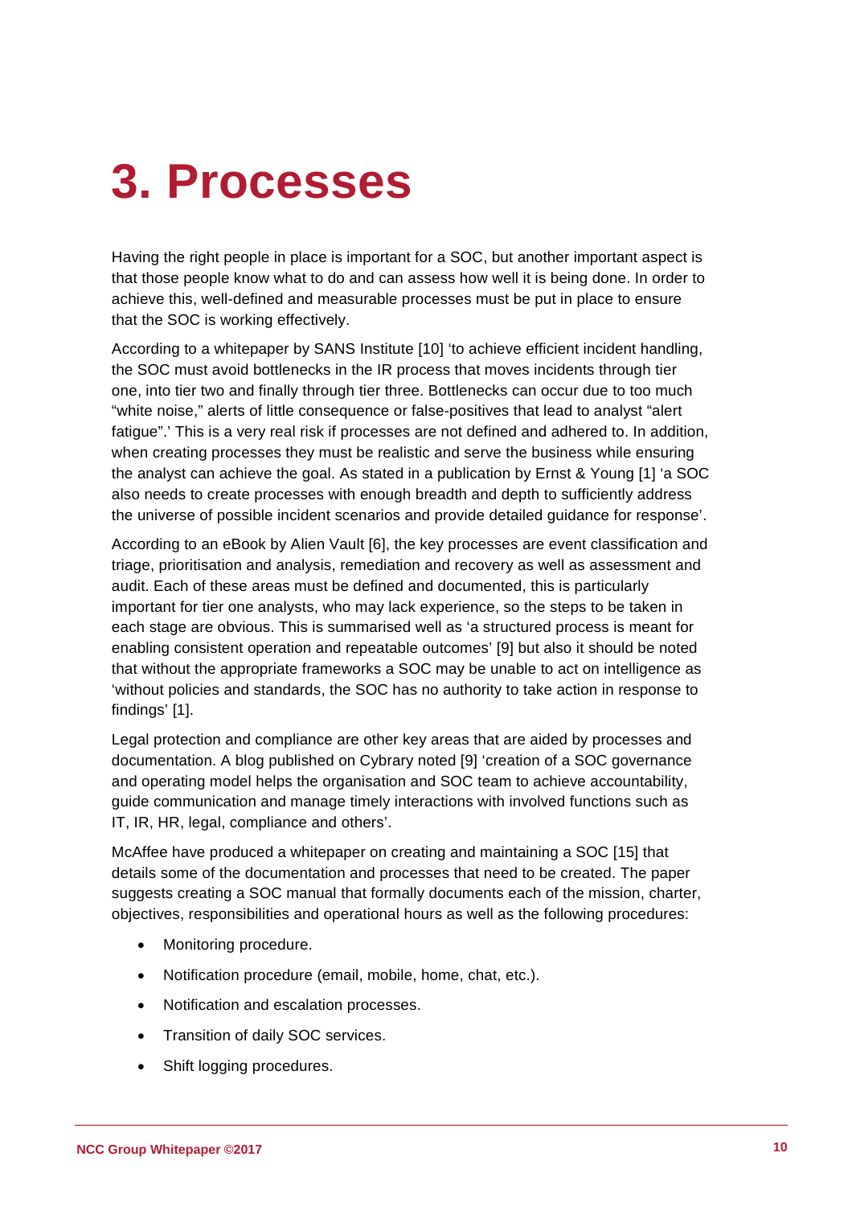# 3. Processes

Having the right people in place is important for a SOC, but another important aspect is that those people know what to do and can assess how well it is being done. In order to achieve this, well-defined and measurable processes must be put in place to ensure that the SOC is working effectively.

According to a whitepaper by SANS Institute [10] 'to achieve efficient incident handling, the SOC must avoid bottlenecks in the IR process that moves incidents through tier one, into tier two and finally through tier three. Bottlenecks can occur due to too much "white noise," alerts of little consequence or false-positives that lead to analyst "alert fatigue".' This is a very real risk if processes are not defined and adhered to. In addition, when creating processes they must be realistic and serve the business while ensuring the analyst can achieve the goal. As stated in a publication by Ernst & Young [1] 'a SOC also needs to create processes with enough breadth and depth to sufficiently address the universe of possible incident scenarios and provide detailed guidance for response'.

According to an eBook by Alien Vault [6], the key processes are event classification and triage, prioritisation and analysis, remediation and recovery as well as assessment and audit. Each of these areas must be defined and documented, this is particularly important for tier one analysts, who may lack experience, so the steps to be taken in each stage are obvious. This is summarised well as 'a structured process is meant for enabling consistent operation and repeatable outcomes' [9] but also it should be noted that without the appropriate frameworks a SOC may be unable to act on intelligence as 'without policies and standards, the SOC has no authority to take action in response to findings' [1].

Legal protection and compliance are other key areas that are aided by processes and documentation. A blog published on Cybrary noted [9] 'creation of a SOC governance and operating model helps the organisation and SOC team to achieve accountability, guide communication and manage timely interactions with involved functions such as IT, IR, HR, legal, compliance and others'.

McAffee have produced a whitepaper on creating and maintaining a SOC [15] that details some of the documentation and processes that need to be created. The paper suggests creating a SOC manual that formally documents each of the mission, charter, objectives, responsibilities and operational hours as well as the following procedures:

- Monitoring procedure.
- Notification procedure (email, mobile, home, chat, etc.).
- Notification and escalation processes.
- Transition of daily SOC services.
- Shift logging procedures.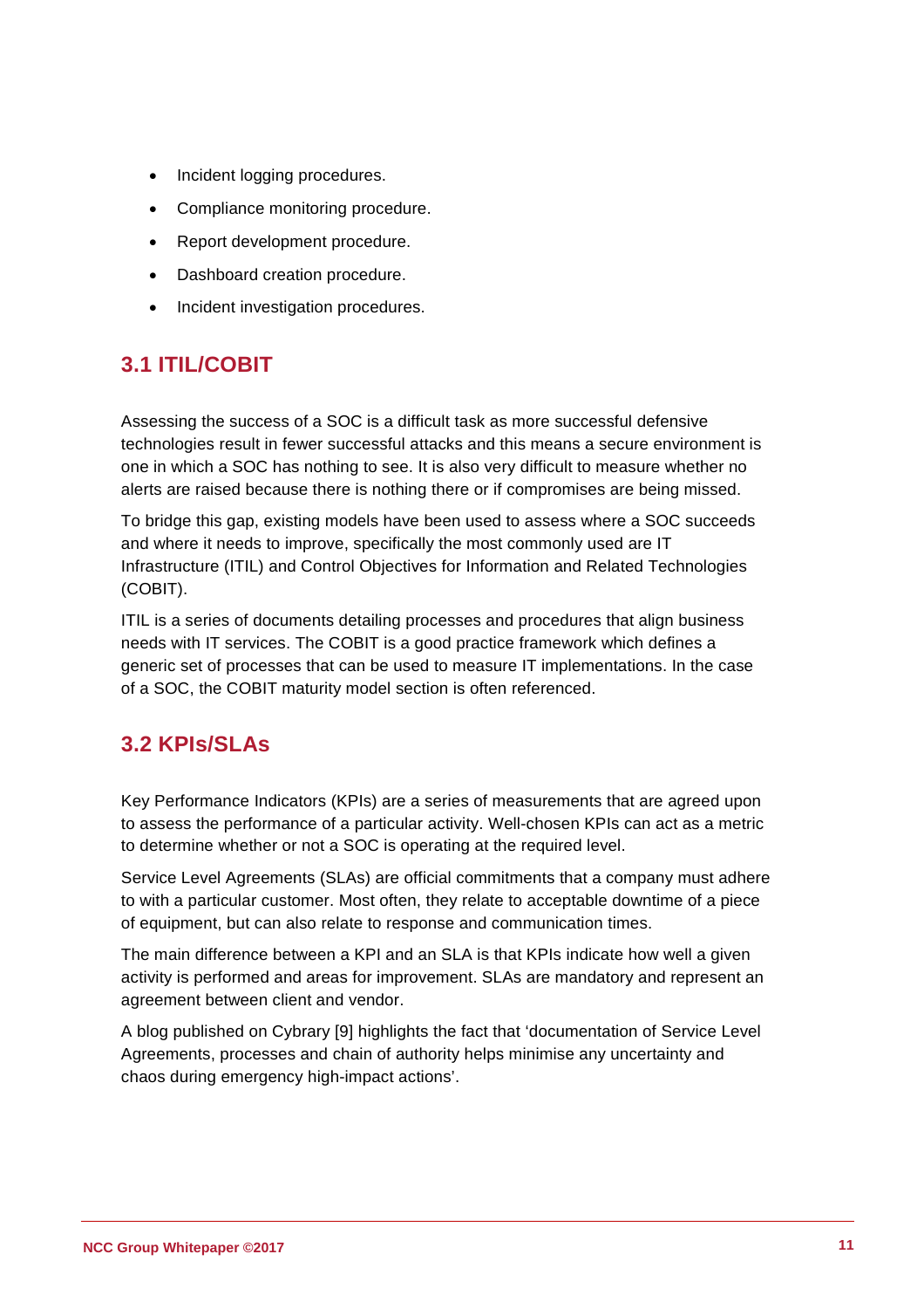- Incident logging procedures.
- Compliance monitoring procedure.
- Report development procedure.
- Dashboard creation procedure.
- Incident investigation procedures.

## 3.1 ITIL/COBIT

Assessing the success of a SOC is a difficult task as more successful defensive technologies result in fewer successful attacks and this means a secure environment is one in which a SOC has nothing to see. It is also very difficult to measure whether no alerts are raised because there is nothing there or if compromises are being missed.

To bridge this gap, existing models have been used to assess where a SOC succeeds and where it needs to improve, specifically the most commonly used are IT Infrastructure (ITIL) and Control Objectives for Information and Related Technologies (COBIT).

ITIL is a series of documents detailing processes and procedures that align business needs with IT services. The COBIT is a good practice framework which defines a generic set of processes that can be used to measure IT implementations. In the case of a SOC, the COBIT maturity model section is often referenced.

## 3.2 KPIs/SLAs

Key Performance Indicators (KPIs) are a series of measurements that are agreed upon to assess the performance of a particular activity. Well-chosen KPIs can act as a metric to determine whether or not a SOC is operating at the required level.

Service Level Agreements (SLAs) are official commitments that a company must adhere to with a particular customer. Most often, they relate to acceptable downtime of a piece of equipment, but can also relate to response and communication times.

The main difference between a KPI and an SLA is that KPIs indicate how well a given activity is performed and areas for improvement. SLAs are mandatory and represent an agreement between client and vendor.

A blog published on Cybrary [9] highlights the fact that 'documentation of Service Level Agreements, processes and chain of authority helps minimise any uncertainty and chaos during emergency high-impact actions'.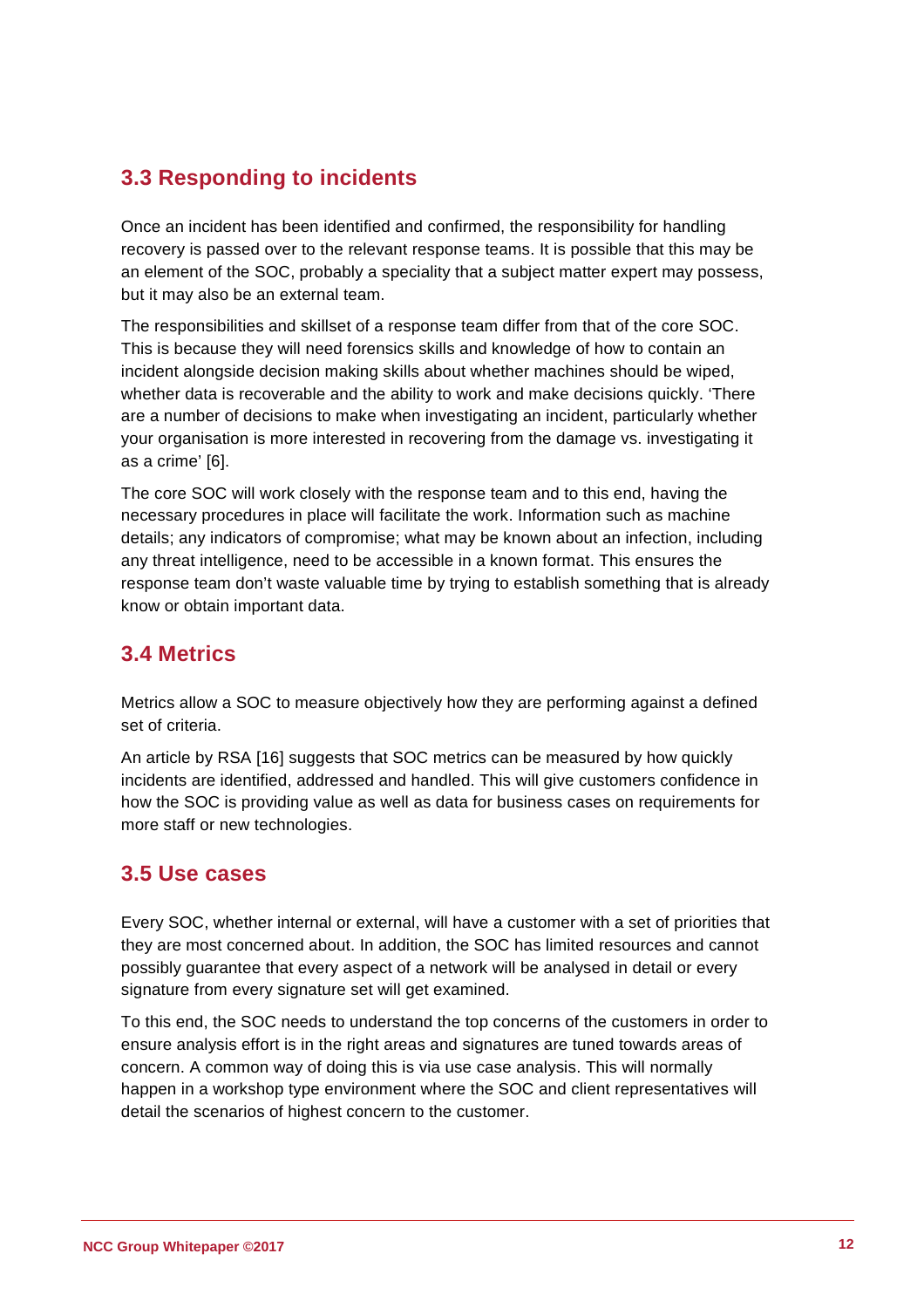## 3.3 Responding to incidents

Once an incident has been identified and confirmed, the responsibility for handling recovery is passed over to the relevant response teams. It is possible that this may be an element of the SOC, probably a speciality that a subject matter expert may possess, but it may also be an external team.

The responsibilities and skillset of a response team differ from that of the core SOC. This is because they will need forensics skills and knowledge of how to contain an incident alongside decision making skills about whether machines should be wiped, whether data is recoverable and the ability to work and make decisions quickly. 'There are a number of decisions to make when investigating an incident, particularly whether your organisation is more interested in recovering from the damage vs. investigating it as a crime' [6].

The core SOC will work closely with the response team and to this end, having the necessary procedures in place will facilitate the work. Information such as machine details; any indicators of compromise; what may be known about an infection, including any threat intelligence, need to be accessible in a known format. This ensures the response team don't waste valuable time by trying to establish something that is already know or obtain important data.

## 3.4 Metrics

Metrics allow a SOC to measure objectively how they are performing against a defined set of criteria.

An article by RSA [16] suggests that SOC metrics can be measured by how quickly incidents are identified, addressed and handled. This will give customers confidence in how the SOC is providing value as well as data for business cases on requirements for more staff or new technologies.

## 3.5 Use cases

Every SOC, whether internal or external, will have a customer with a set of priorities that they are most concerned about. In addition, the SOC has limited resources and cannot possibly guarantee that every aspect of a network will be analysed in detail or every signature from every signature set will get examined.

To this end, the SOC needs to understand the top concerns of the customers in order to ensure analysis effort is in the right areas and signatures are tuned towards areas of concern. A common way of doing this is via use case analysis. This will normally happen in a workshop type environment where the SOC and client representatives will detail the scenarios of highest concern to the customer.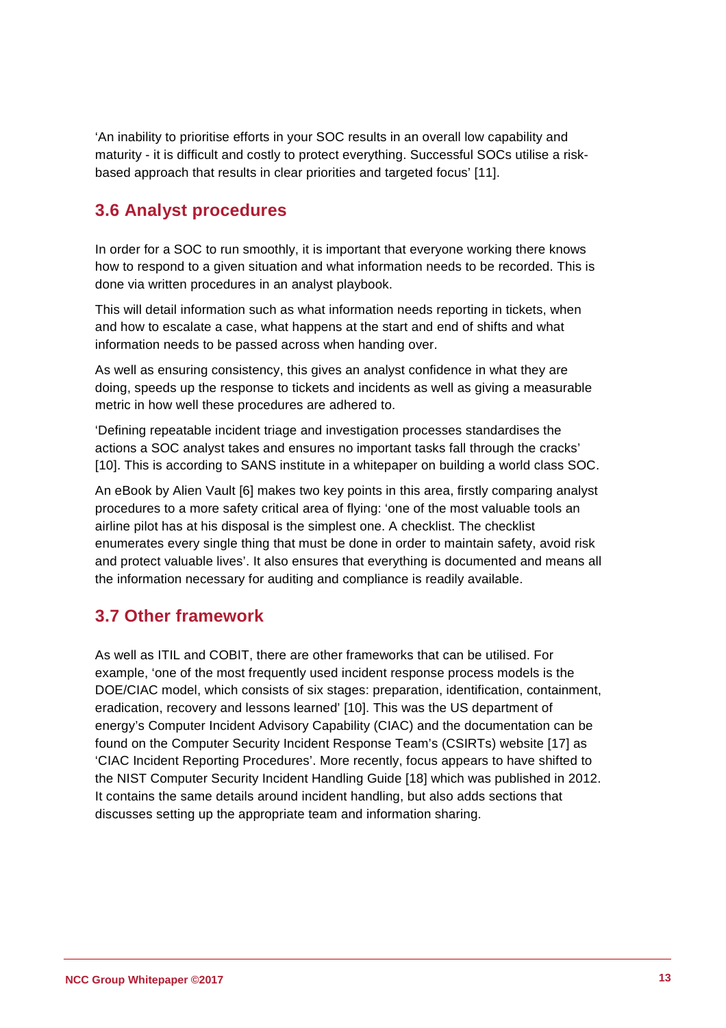'An inability to prioritise efforts in your SOC results in an overall low capability and maturity - it is difficult and costly to protect everything. Successful SOCs utilise a risk-based approach that results in clear priorities and targeted focus' [11].

## 3.6 Analyst procedures

In order for a SOC to run smoothly, it is important that everyone working there knows how to respond to a given situation and what information needs to be recorded. This is done via written procedures in an analyst playbook.

This will detail information such as what information needs reporting in tickets, when and how to escalate a case, what happens at the start and end of shifts and what information needs to be passed across when handing over.

As well as ensuring consistency, this gives an analyst confidence in what they are doing, speeds up the response to tickets and incidents as well as giving a measurable metric in how well these procedures are adhered to.

'Defining repeatable incident triage and investigation processes standardises the actions a SOC analyst takes and ensures no important tasks fall through the cracks' [10]. This is according to SANS institute in a whitepaper on building a world class SOC.

An eBook by Alien Vault [6] makes two key points in this area, firstly comparing analyst procedures to a more safety critical area of flying: 'one of the most valuable tools an airline pilot has at his disposal is the simplest one. A checklist. The checklist enumerates every single thing that must be done in order to maintain safety, avoid risk and protect valuable lives'. It also ensures that everything is documented and means all the information necessary for auditing and compliance is readily available.

## 3.7 Other framework

As well as ITIL and COBIT, there are other frameworks that can be utilised. For example, 'one of the most frequently used incident response process models is the DOE/CIAC model, which consists of six stages: preparation, identification, containment, eradication, recovery and lessons learned' [10]. This was the US department of energy's Computer Incident Advisory Capability (CIAC) and the documentation can be found on the Computer Security Incident Response Team's (CSIRTs) website [17] as 'CIAC Incident Reporting Procedures'. More recently, focus appears to have shifted to the NIST Computer Security Incident Handling Guide [18] which was published in 2012. It contains the same details around incident handling, but also adds sections that discusses setting up the appropriate team and information sharing.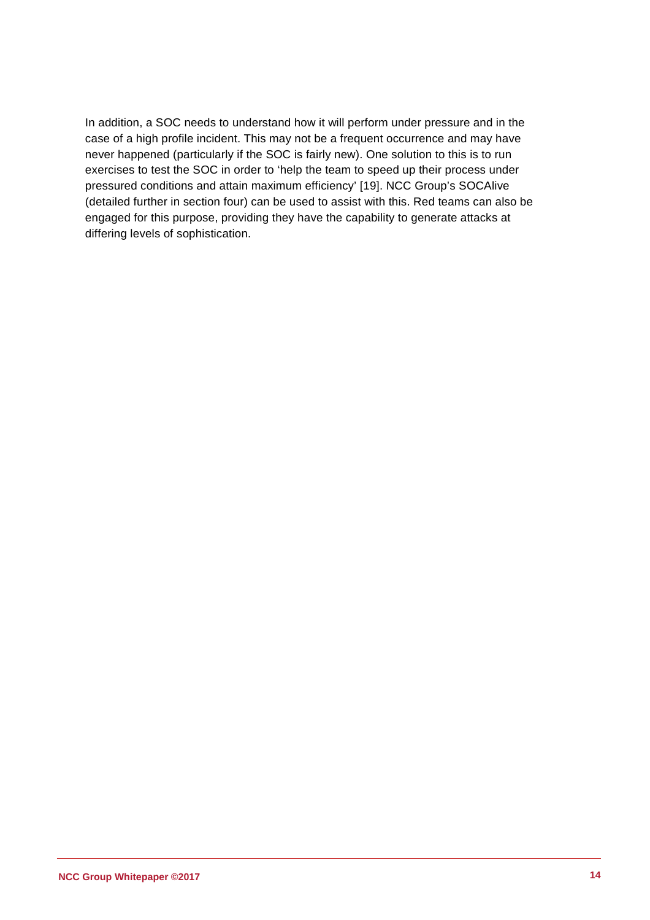In addition, a SOC needs to understand how it will perform under pressure and in the case of a high profile incident. This may not be a frequent occurrence and may have never happened (particularly if the SOC is fairly new). One solution to this is to run exercises to test the SOC in order to 'help the team to speed up their process under pressured conditions and attain maximum efficiency' [19]. NCC Group's SOCAlive (detailed further in section four) can be used to assist with this. Red teams can also be engaged for this purpose, providing they have the capability to generate attacks at differing levels of sophistication.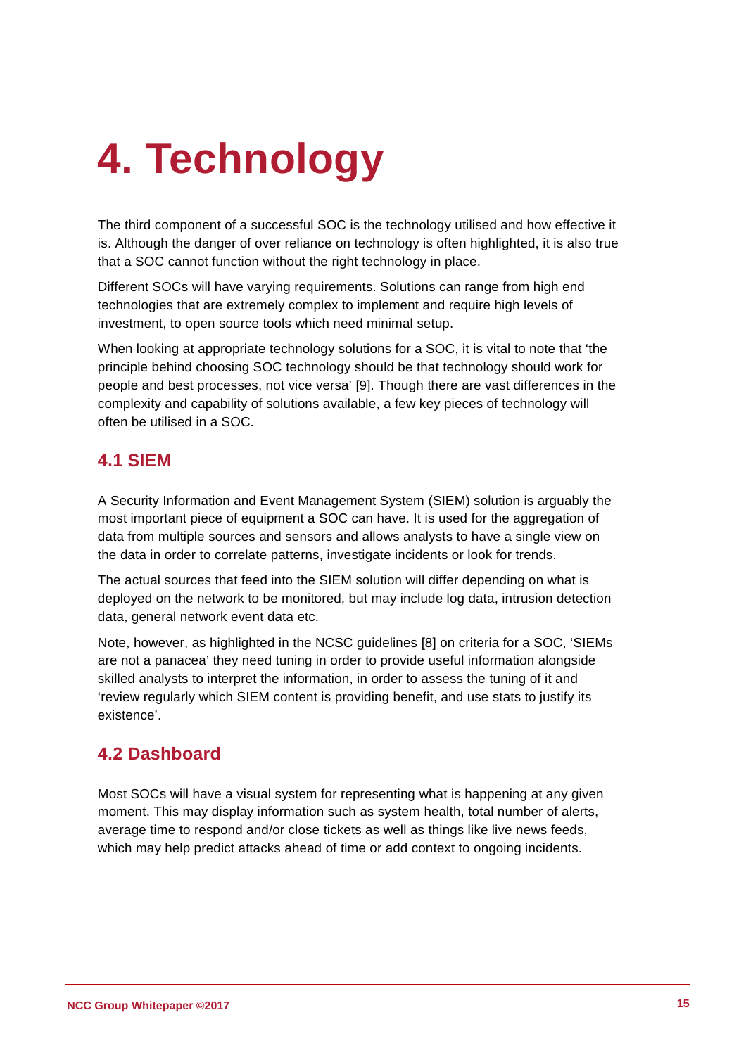# 4. Technology

The third component of a successful SOC is the technology utilised and how effective it is. Although the danger of over reliance on technology is often highlighted, it is also true that a SOC cannot function without the right technology in place.

Different SOCs will have varying requirements. Solutions can range from high end technologies that are extremely complex to implement and require high levels of investment, to open source tools which need minimal setup.

When looking at appropriate technology solutions for a SOC, it is vital to note that 'the principle behind choosing SOC technology should be that technology should work for people and best processes, not vice versa' [9]. Though there are vast differences in the complexity and capability of solutions available, a few key pieces of technology will often be utilised in a SOC.

## 4.1 SIEM

A Security Information and Event Management System (SIEM) solution is arguably the most important piece of equipment a SOC can have. It is used for the aggregation of data from multiple sources and sensors and allows analysts to have a single view on the data in order to correlate patterns, investigate incidents or look for trends.

The actual sources that feed into the SIEM solution will differ depending on what is deployed on the network to be monitored, but may include log data, intrusion detection data, general network event data etc.

Note, however, as highlighted in the NCSC guidelines [8] on criteria for a SOC, 'SIEMs are not a panacea' they need tuning in order to provide useful information alongside skilled analysts to interpret the information, in order to assess the tuning of it and 'review regularly which SIEM content is providing benefit, and use stats to justify its existence'.

## 4.2 Dashboard

Most SOCs will have a visual system for representing what is happening at any given moment. This may display information such as system health, total number of alerts, average time to respond and/or close tickets as well as things like live news feeds, which may help predict attacks ahead of time or add context to ongoing incidents.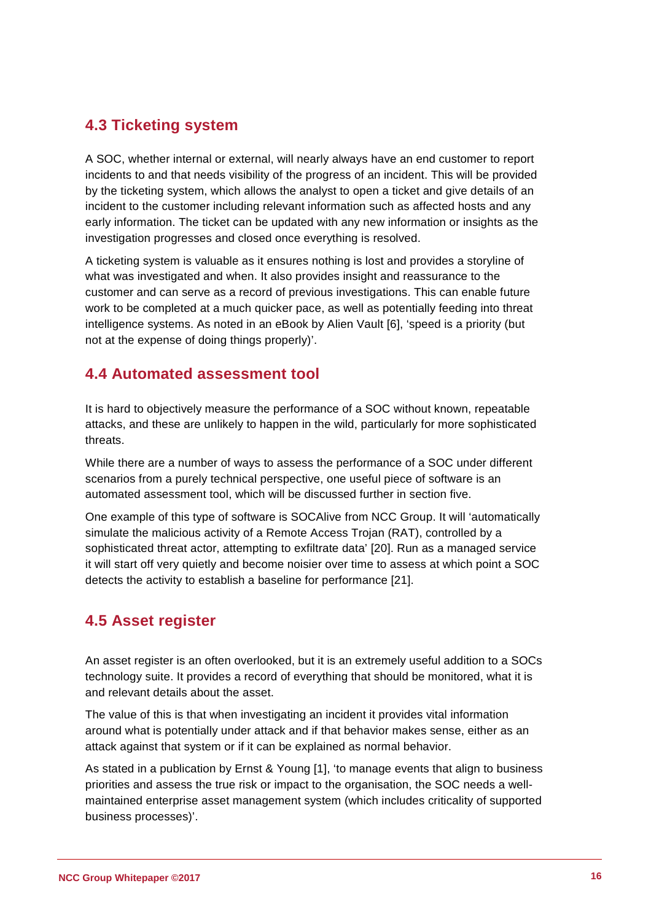## 4.3 Ticketing system

A SOC, whether internal or external, will nearly always have an end customer to report incidents to and that needs visibility of the progress of an incident. This will be provided by the ticketing system, which allows the analyst to open a ticket and give details of an incident to the customer including relevant information such as affected hosts and any early information. The ticket can be updated with any new information or insights as the investigation progresses and closed once everything is resolved.

A ticketing system is valuable as it ensures nothing is lost and provides a storyline of what was investigated and when. It also provides insight and reassurance to the customer and can serve as a record of previous investigations. This can enable future work to be completed at a much quicker pace, as well as potentially feeding into threat intelligence systems. As noted in an eBook by Alien Vault [6], 'speed is a priority (but not at the expense of doing things properly)'.

## 4.4 Automated assessment tool

It is hard to objectively measure the performance of a SOC without known, repeatable attacks, and these are unlikely to happen in the wild, particularly for more sophisticated threats.

While there are a number of ways to assess the performance of a SOC under different scenarios from a purely technical perspective, one useful piece of software is an automated assessment tool, which will be discussed further in section five.

One example of this type of software is SOCAlive from NCC Group. It will 'automatically simulate the malicious activity of a Remote Access Trojan (RAT), controlled by a sophisticated threat actor, attempting to exfiltrate data' [20]. Run as a managed service it will start off very quietly and become noisier over time to assess at which point a SOC detects the activity to establish a baseline for performance [21].

## 4.5 Asset register

An asset register is an often overlooked, but it is an extremely useful addition to a SOCs technology suite. It provides a record of everything that should be monitored, what it is and relevant details about the asset.

The value of this is that when investigating an incident it provides vital information around what is potentially under attack and if that behavior makes sense, either as an attack against that system or if it can be explained as normal behavior.

As stated in a publication by Ernst & Young [1], 'to manage events that align to business priorities and assess the true risk or impact to the organisation, the SOC needs a well-maintained enterprise asset management system (which includes criticality of supported business processes)'.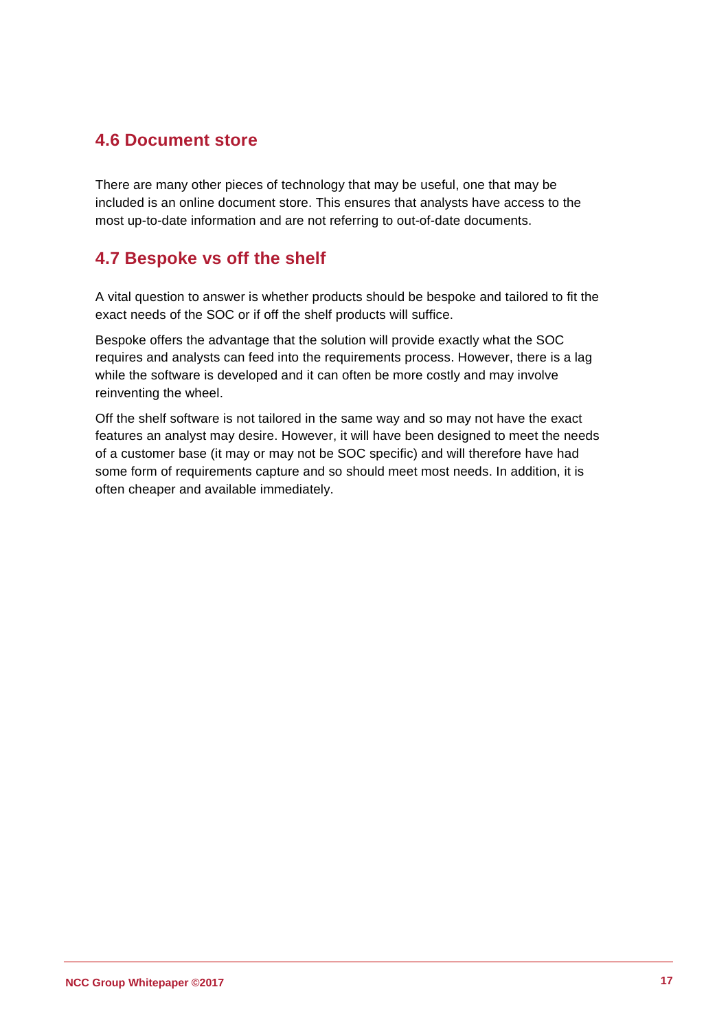## 4.6 Document store

There are many other pieces of technology that may be useful, one that may be included is an online document store. This ensures that analysts have access to the most up-to-date information and are not referring to out-of-date documents.

## 4.7 Bespoke vs off the shelf

A vital question to answer is whether products should be bespoke and tailored to fit the exact needs of the SOC or if off the shelf products will suffice.

Bespoke offers the advantage that the solution will provide exactly what the SOC requires and analysts can feed into the requirements process. However, there is a lag while the software is developed and it can often be more costly and may involve reinventing the wheel.

Off the shelf software is not tailored in the same way and so may not have the exact features an analyst may desire. However, it will have been designed to meet the needs of a customer base (it may or may not be SOC specific) and will therefore have had some form of requirements capture and so should meet most needs. In addition, it is often cheaper and available immediately.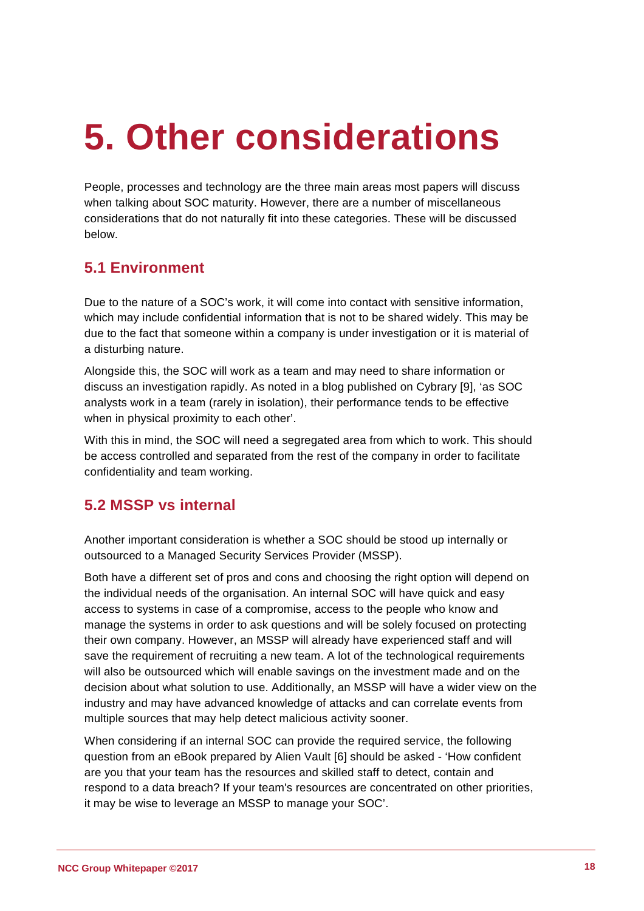# 5. Other considerations

People, processes and technology are the three main areas most papers will discuss when talking about SOC maturity. However, there are a number of miscellaneous considerations that do not naturally fit into these categories. These will be discussed below.

## 5.1 Environment

Due to the nature of a SOC's work, it will come into contact with sensitive information, which may include confidential information that is not to be shared widely. This may be due to the fact that someone within a company is under investigation or it is material of a disturbing nature.

Alongside this, the SOC will work as a team and may need to share information or discuss an investigation rapidly. As noted in a blog published on Cybrary [9], 'as SOC analysts work in a team (rarely in isolation), their performance tends to be effective when in physical proximity to each other'.

With this in mind, the SOC will need a segregated area from which to work. This should be access controlled and separated from the rest of the company in order to facilitate confidentiality and team working.

## 5.2 MSSP vs internal

Another important consideration is whether a SOC should be stood up internally or outsourced to a Managed Security Services Provider (MSSP).

Both have a different set of pros and cons and choosing the right option will depend on the individual needs of the organisation. An internal SOC will have quick and easy access to systems in case of a compromise, access to the people who know and manage the systems in order to ask questions and will be solely focused on protecting their own company. However, an MSSP will already have experienced staff and will save the requirement of recruiting a new team. A lot of the technological requirements will also be outsourced which will enable savings on the investment made and on the decision about what solution to use. Additionally, an MSSP will have a wider view on the industry and may have advanced knowledge of attacks and can correlate events from multiple sources that may help detect malicious activity sooner.

When considering if an internal SOC can provide the required service, the following question from an eBook prepared by Alien Vault [6] should be asked - 'How confident are you that your team has the resources and skilled staff to detect, contain and respond to a data breach? If your team's resources are concentrated on other priorities, it may be wise to leverage an MSSP to manage your SOC'.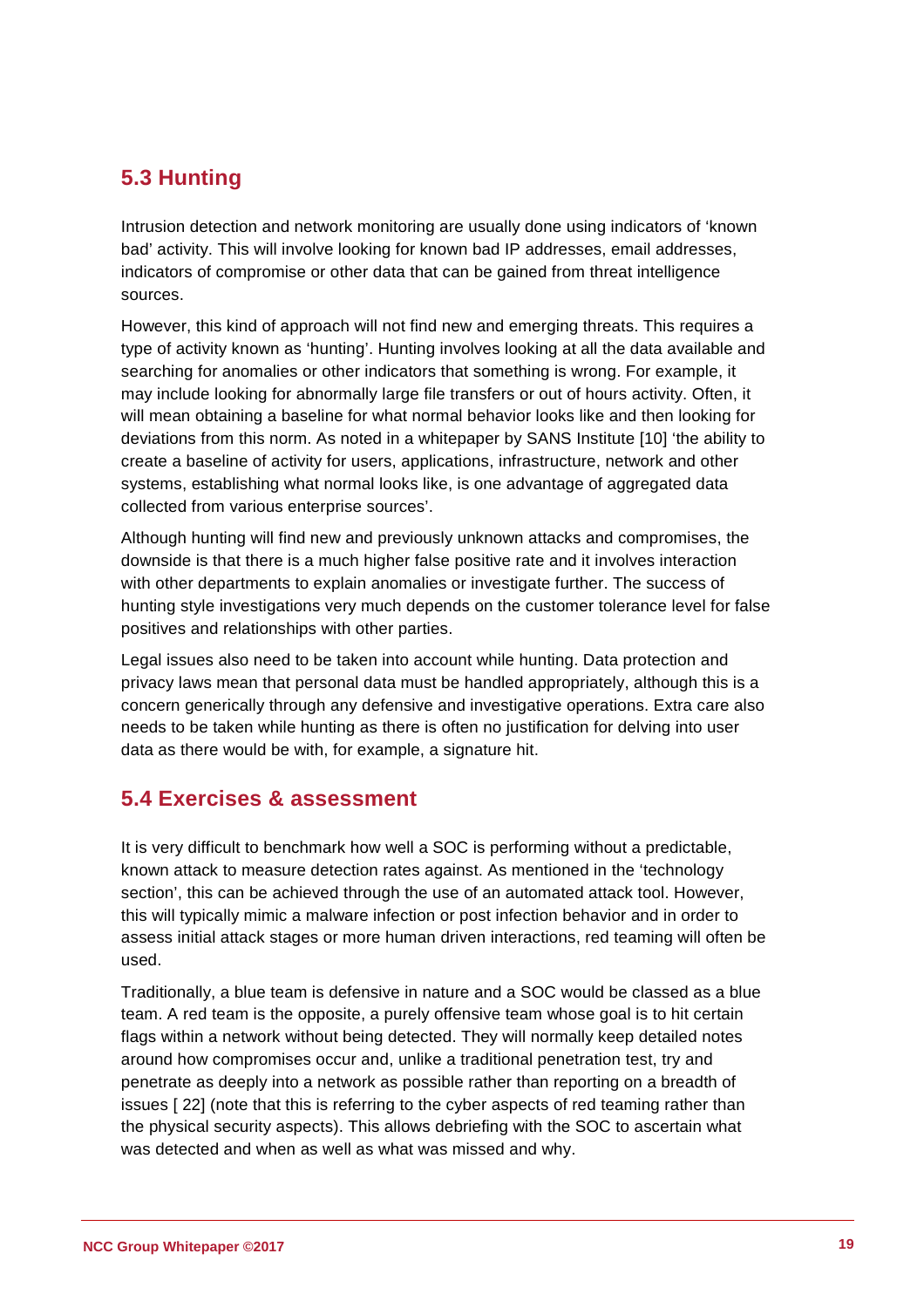## 5.3 Hunting

Intrusion detection and network monitoring are usually done using indicators of 'known bad' activity. This will involve looking for known bad IP addresses, email addresses, indicators of compromise or other data that can be gained from threat intelligence sources.

However, this kind of approach will not find new and emerging threats. This requires a type of activity known as 'hunting'. Hunting involves looking at all the data available and searching for anomalies or other indicators that something is wrong. For example, it may include looking for abnormally large file transfers or out of hours activity. Often, it will mean obtaining a baseline for what normal behavior looks like and then looking for deviations from this norm. As noted in a whitepaper by SANS Institute [10] 'the ability to create a baseline of activity for users, applications, infrastructure, network and other systems, establishing what normal looks like, is one advantage of aggregated data collected from various enterprise sources'.

Although hunting will find new and previously unknown attacks and compromises, the downside is that there is a much higher false positive rate and it involves interaction with other departments to explain anomalies or investigate further. The success of hunting style investigations very much depends on the customer tolerance level for false positives and relationships with other parties.

Legal issues also need to be taken into account while hunting. Data protection and privacy laws mean that personal data must be handled appropriately, although this is a concern generically through any defensive and investigative operations. Extra care also needs to be taken while hunting as there is often no justification for delving into user data as there would be with, for example, a signature hit.

## 5.4 Exercises & assessment

It is very difficult to benchmark how well a SOC is performing without a predictable, known attack to measure detection rates against. As mentioned in the 'technology section', this can be achieved through the use of an automated attack tool. However, this will typically mimic a malware infection or post infection behavior and in order to assess initial attack stages or more human driven interactions, red teaming will often be used.

Traditionally, a blue team is defensive in nature and a SOC would be classed as a blue team. A red team is the opposite, a purely offensive team whose goal is to hit certain flags within a network without being detected. They will normally keep detailed notes around how compromises occur and, unlike a traditional penetration test, try and penetrate as deeply into a network as possible rather than reporting on a breadth of issues [ 22] (note that this is referring to the cyber aspects of red teaming rather than the physical security aspects). This allows debriefing with the SOC to ascertain what was detected and when as well as what was missed and why.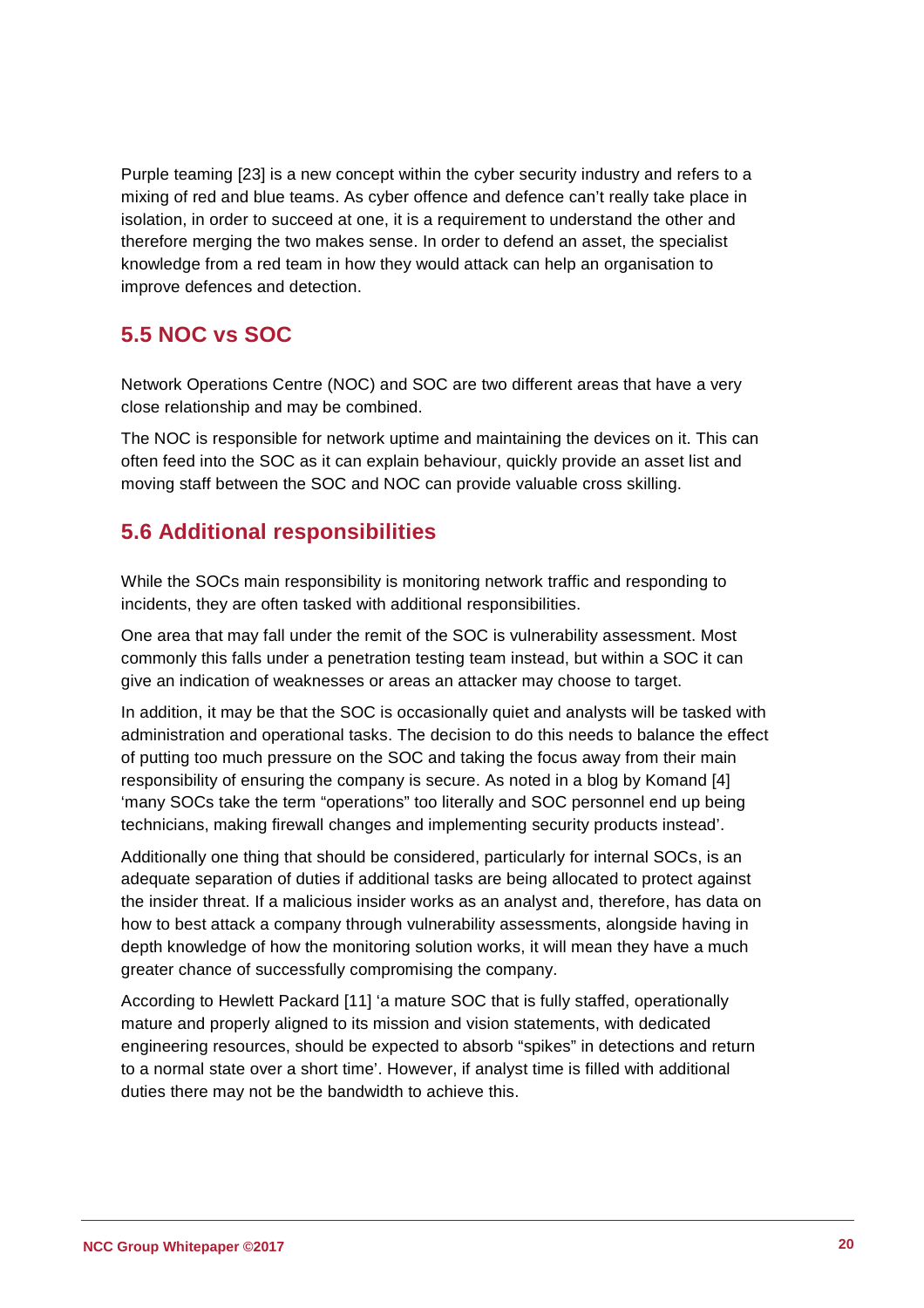Purple teaming [23] is a new concept within the cyber security industry and refers to a mixing of red and blue teams. As cyber offence and defence can't really take place in isolation, in order to succeed at one, it is a requirement to understand the other and therefore merging the two makes sense. In order to defend an asset, the specialist knowledge from a red team in how they would attack can help an organisation to improve defences and detection.

## 5.5 NOC vs SOC

Network Operations Centre (NOC) and SOC are two different areas that have a very close relationship and may be combined.

The NOC is responsible for network uptime and maintaining the devices on it. This can often feed into the SOC as it can explain behaviour, quickly provide an asset list and moving staff between the SOC and NOC can provide valuable cross skilling.

## 5.6 Additional responsibilities

While the SOCs main responsibility is monitoring network traffic and responding to incidents, they are often tasked with additional responsibilities.

One area that may fall under the remit of the SOC is vulnerability assessment. Most commonly this falls under a penetration testing team instead, but within a SOC it can give an indication of weaknesses or areas an attacker may choose to target.

In addition, it may be that the SOC is occasionally quiet and analysts will be tasked with administration and operational tasks. The decision to do this needs to balance the effect of putting too much pressure on the SOC and taking the focus away from their main responsibility of ensuring the company is secure. As noted in a blog by Komand [4] 'many SOCs take the term "operations" too literally and SOC personnel end up being technicians, making firewall changes and implementing security products instead'.

Additionally one thing that should be considered, particularly for internal SOCs, is an adequate separation of duties if additional tasks are being allocated to protect against the insider threat. If a malicious insider works as an analyst and, therefore, has data on how to best attack a company through vulnerability assessments, alongside having in depth knowledge of how the monitoring solution works, it will mean they have a much greater chance of successfully compromising the company.

According to Hewlett Packard [11] 'a mature SOC that is fully staffed, operationally mature and properly aligned to its mission and vision statements, with dedicated engineering resources, should be expected to absorb "spikes" in detections and return to a normal state over a short time'. However, if analyst time is filled with additional duties there may not be the bandwidth to achieve this.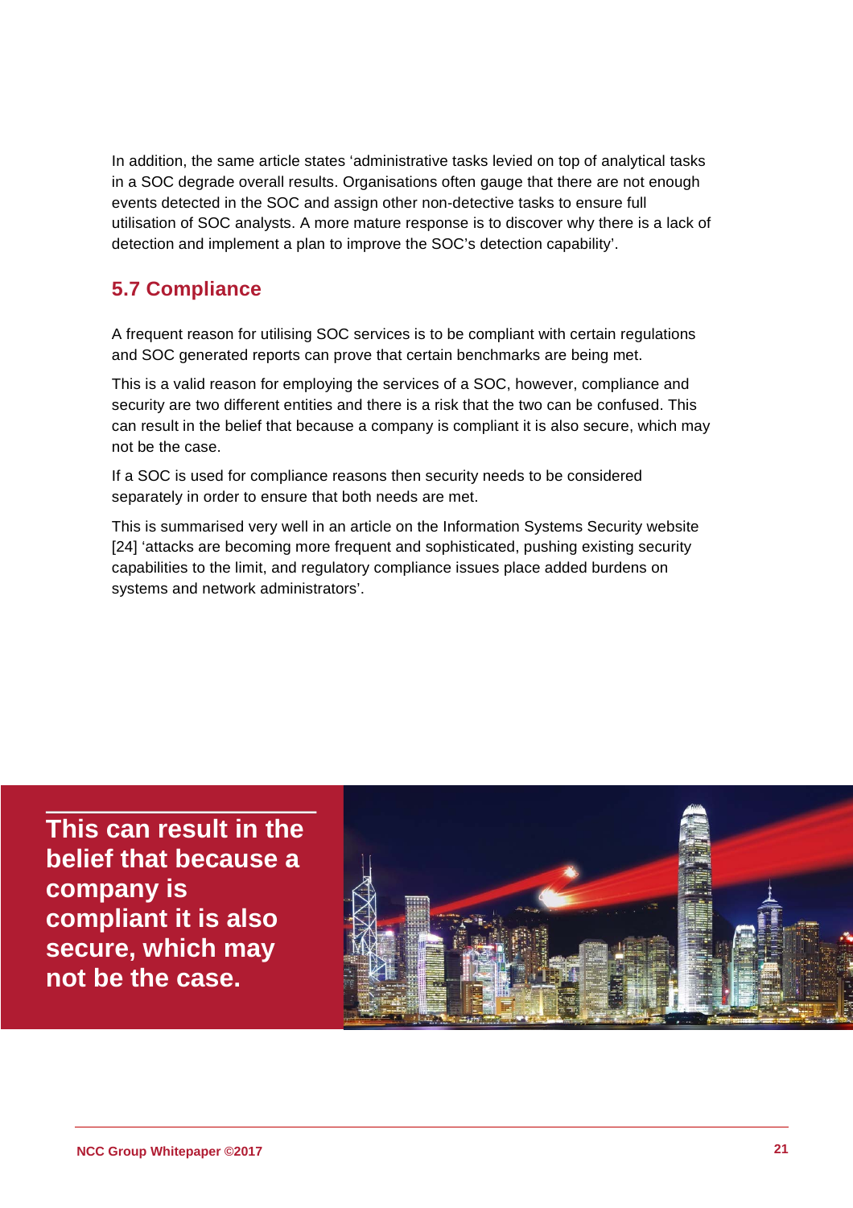In addition, the same article states 'administrative tasks levied on top of analytical tasks in a SOC degrade overall results. Organisations often gauge that there are not enough events detected in the SOC and assign other non-detective tasks to ensure full utilisation of SOC analysts. A more mature response is to discover why there is a lack of detection and implement a plan to improve the SOC's detection capability'.

## 5.7 Compliance

A frequent reason for utilising SOC services is to be compliant with certain regulations and SOC generated reports can prove that certain benchmarks are being met.

This is a valid reason for employing the services of a SOC, however, compliance and security are two different entities and there is a risk that the two can be confused. This can result in the belief that because a company is compliant it is also secure, which may not be the case.

If a SOC is used for compliance reasons then security needs to be considered separately in order to ensure that both needs are met.

This is summarised very well in an article on the Information Systems Security website [24] 'attacks are becoming more frequent and sophisticated, pushing existing security capabilities to the limit, and regulatory compliance issues place added burdens on systems and network administrators'.

**This can result in the belief that because a company is compliant it is also secure, which may not be the case.**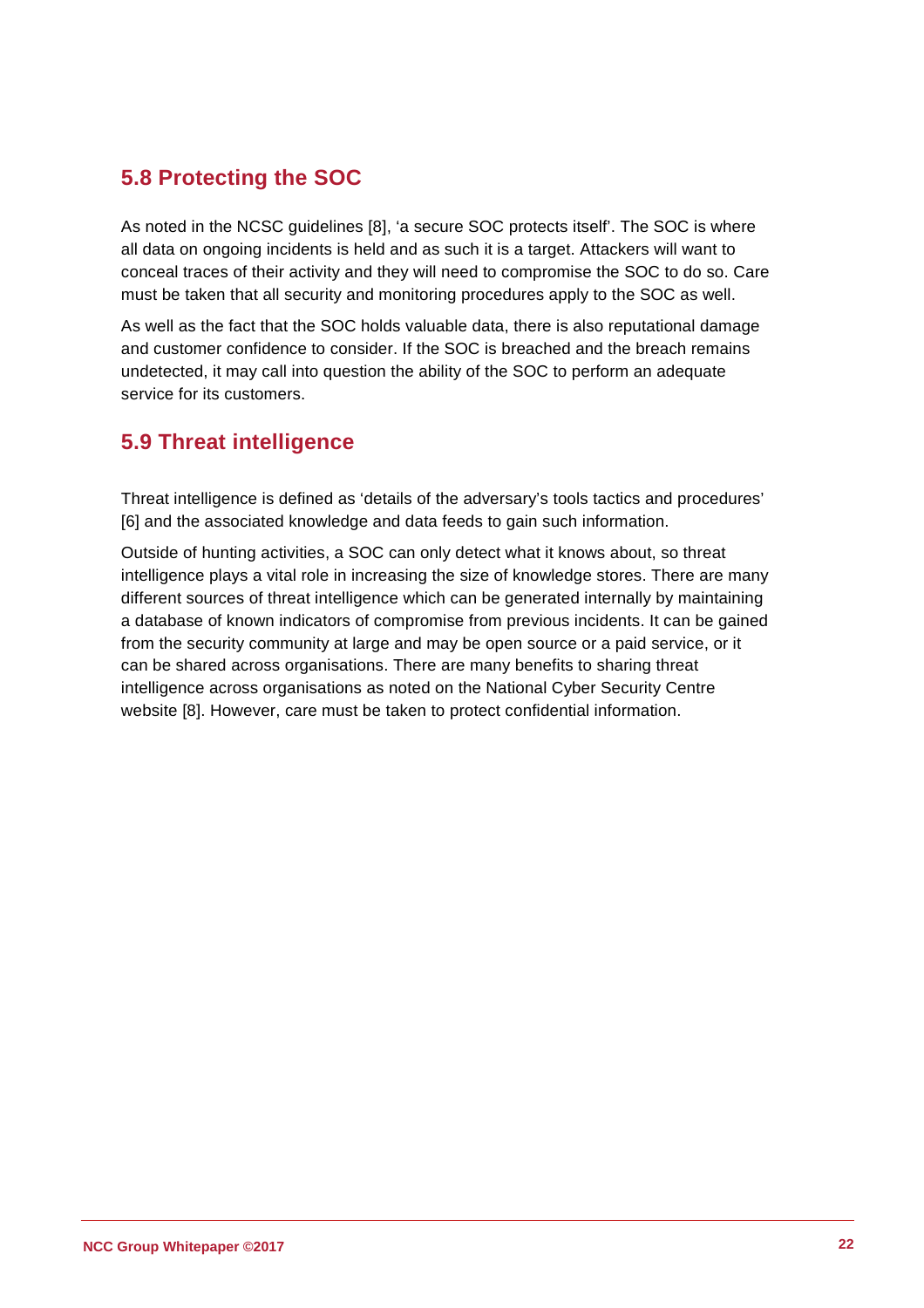## 5.8 Protecting the SOC

As noted in the NCSC guidelines [8], 'a secure SOC protects itself'. The SOC is where all data on ongoing incidents is held and as such it is a target. Attackers will want to conceal traces of their activity and they will need to compromise the SOC to do so. Care must be taken that all security and monitoring procedures apply to the SOC as well.

As well as the fact that the SOC holds valuable data, there is also reputational damage and customer confidence to consider. If the SOC is breached and the breach remains undetected, it may call into question the ability of the SOC to perform an adequate service for its customers.

## 5.9 Threat intelligence

Threat intelligence is defined as 'details of the adversary's tools tactics and procedures' [6] and the associated knowledge and data feeds to gain such information.

Outside of hunting activities, a SOC can only detect what it knows about, so threat intelligence plays a vital role in increasing the size of knowledge stores. There are many different sources of threat intelligence which can be generated internally by maintaining a database of known indicators of compromise from previous incidents. It can be gained from the security community at large and may be open source or a paid service, or it can be shared across organisations. There are many benefits to sharing threat intelligence across organisations as noted on the National Cyber Security Centre website [8]. However, care must be taken to protect confidential information.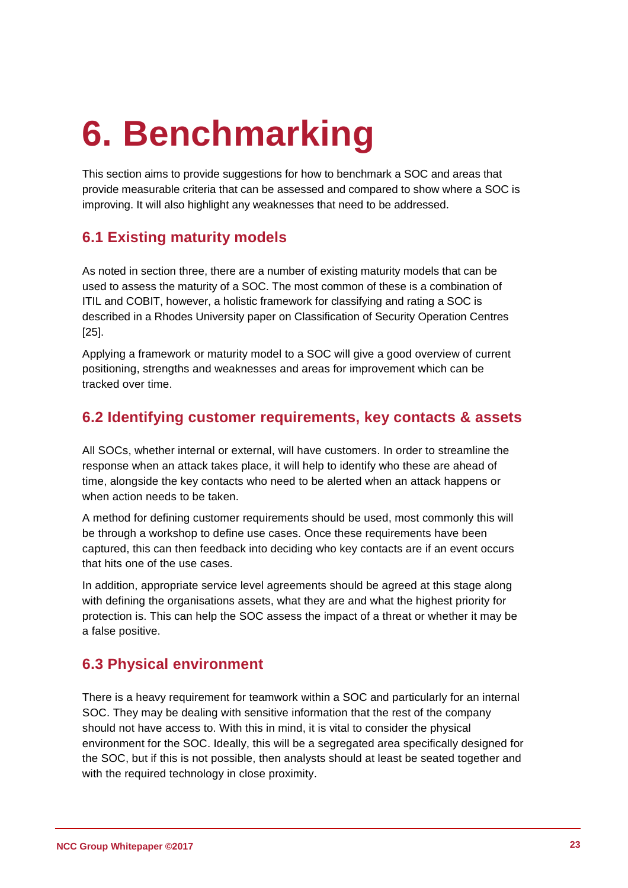# 6. Benchmarking

This section aims to provide suggestions for how to benchmark a SOC and areas that provide measurable criteria that can be assessed and compared to show where a SOC is improving. It will also highlight any weaknesses that need to be addressed.

## 6.1 Existing maturity models

As noted in section three, there are a number of existing maturity models that can be used to assess the maturity of a SOC. The most common of these is a combination of ITIL and COBIT, however, a holistic framework for classifying and rating a SOC is described in a Rhodes University paper on Classification of Security Operation Centres [25].

Applying a framework or maturity model to a SOC will give a good overview of current positioning, strengths and weaknesses and areas for improvement which can be tracked over time.

## 6.2 Identifying customer requirements, key contacts & assets

All SOCs, whether internal or external, will have customers. In order to streamline the response when an attack takes place, it will help to identify who these are ahead of time, alongside the key contacts who need to be alerted when an attack happens or when action needs to be taken.

A method for defining customer requirements should be used, most commonly this will be through a workshop to define use cases. Once these requirements have been captured, this can then feedback into deciding who key contacts are if an event occurs that hits one of the use cases.

In addition, appropriate service level agreements should be agreed at this stage along with defining the organisations assets, what they are and what the highest priority for protection is. This can help the SOC assess the impact of a threat or whether it may be a false positive.

## 6.3 Physical environment

There is a heavy requirement for teamwork within a SOC and particularly for an internal SOC. They may be dealing with sensitive information that the rest of the company should not have access to. With this in mind, it is vital to consider the physical environment for the SOC. Ideally, this will be a segregated area specifically designed for the SOC, but if this is not possible, then analysts should at least be seated together and with the required technology in close proximity.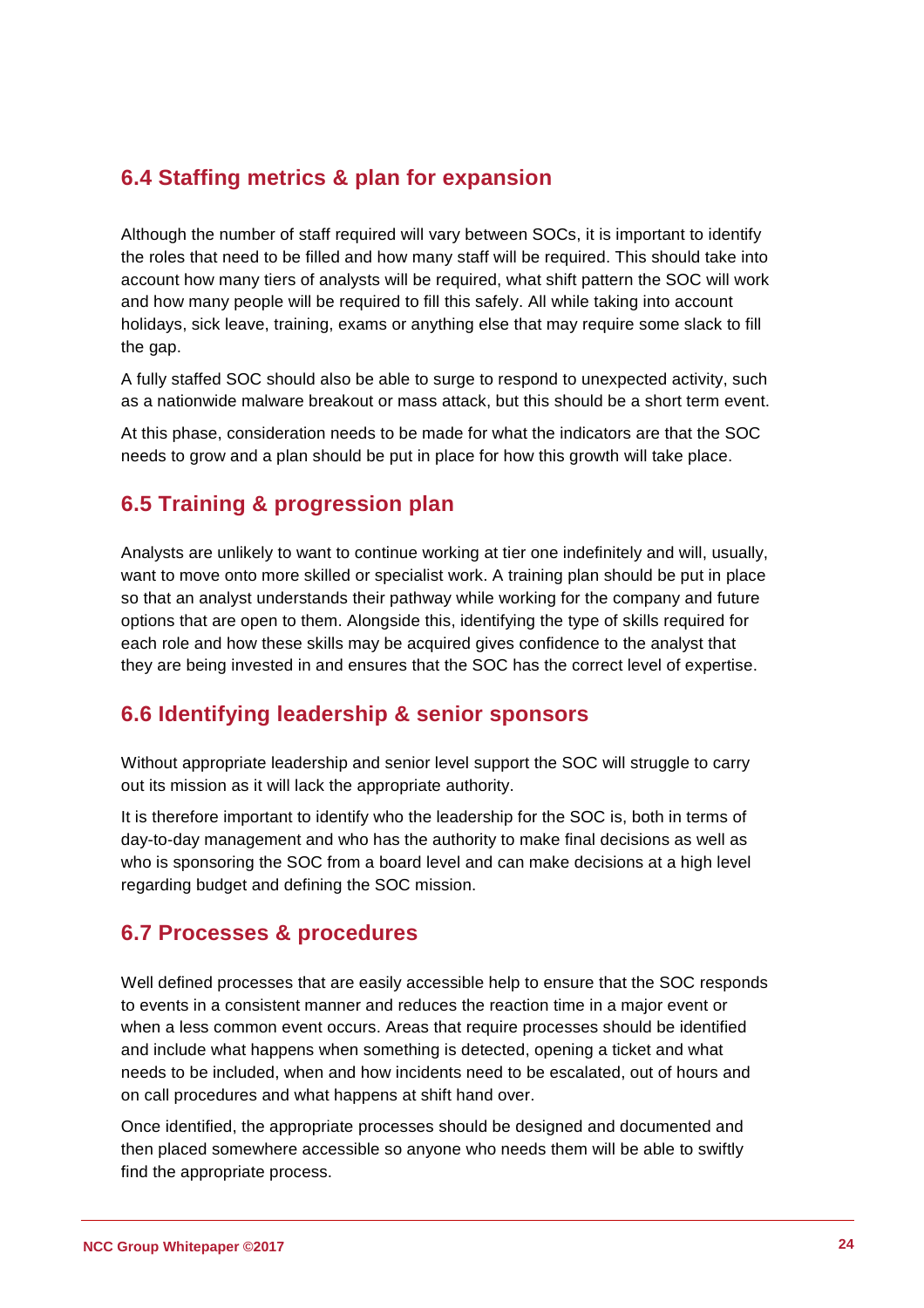## 6.4 Staffing metrics & plan for expansion

Although the number of staff required will vary between SOCs, it is important to identify the roles that need to be filled and how many staff will be required. This should take into account how many tiers of analysts will be required, what shift pattern the SOC will work and how many people will be required to fill this safely. All while taking into account holidays, sick leave, training, exams or anything else that may require some slack to fill the gap.

A fully staffed SOC should also be able to surge to respond to unexpected activity, such as a nationwide malware breakout or mass attack, but this should be a short term event.

At this phase, consideration needs to be made for what the indicators are that the SOC needs to grow and a plan should be put in place for how this growth will take place.

## 6.5 Training & progression plan

Analysts are unlikely to want to continue working at tier one indefinitely and will, usually, want to move onto more skilled or specialist work. A training plan should be put in place so that an analyst understands their pathway while working for the company and future options that are open to them. Alongside this, identifying the type of skills required for each role and how these skills may be acquired gives confidence to the analyst that they are being invested in and ensures that the SOC has the correct level of expertise.

## 6.6 Identifying leadership & senior sponsors

Without appropriate leadership and senior level support the SOC will struggle to carry out its mission as it will lack the appropriate authority.

It is therefore important to identify who the leadership for the SOC is, both in terms of day-to-day management and who has the authority to make final decisions as well as who is sponsoring the SOC from a board level and can make decisions at a high level regarding budget and defining the SOC mission.

## 6.7 Processes & procedures

Well defined processes that are easily accessible help to ensure that the SOC responds to events in a consistent manner and reduces the reaction time in a major event or when a less common event occurs. Areas that require processes should be identified and include what happens when something is detected, opening a ticket and what needs to be included, when and how incidents need to be escalated, out of hours and on call procedures and what happens at shift hand over.

Once identified, the appropriate processes should be designed and documented and then placed somewhere accessible so anyone who needs them will be able to swiftly find the appropriate process.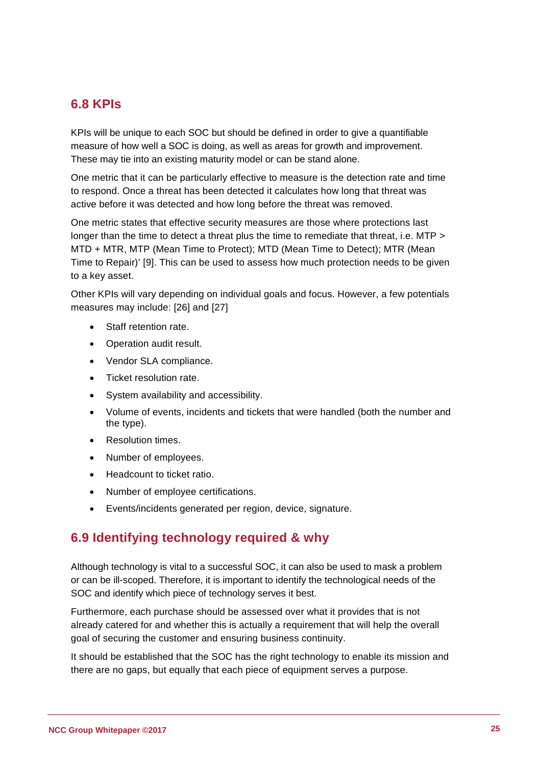## 6.8 KPIs

KPIs will be unique to each SOC but should be defined in order to give a quantifiable measure of how well a SOC is doing, as well as areas for growth and improvement. These may tie into an existing maturity model or can be stand alone.

One metric that it can be particularly effective to measure is the detection rate and time to respond. Once a threat has been detected it calculates how long that threat was active before it was detected and how long before the threat was removed.

One metric states that effective security measures are those where protections last longer than the time to detect a threat plus the time to remediate that threat, i.e. MTP > MTD + MTR, MTP (Mean Time to Protect); MTD (Mean Time to Detect); MTR (Mean Time to Repair)' [9]. This can be used to assess how much protection needs to be given to a key asset.

Other KPIs will vary depending on individual goals and focus. However, a few potentials measures may include: [26] and [27]

- Staff retention rate.
- Operation audit result.
- Vendor SLA compliance.
- Ticket resolution rate.
- System availability and accessibility.
- Volume of events, incidents and tickets that were handled (both the number and the type).
- Resolution times.
- Number of employees.
- Headcount to ticket ratio.
- Number of employee certifications.
- Events/incidents generated per region, device, signature.

## 6.9 Identifying technology required & why

Although technology is vital to a successful SOC, it can also be used to mask a problem or can be ill-scoped. Therefore, it is important to identify the technological needs of the SOC and identify which piece of technology serves it best.

Furthermore, each purchase should be assessed over what it provides that is not already catered for and whether this is actually a requirement that will help the overall goal of securing the customer and ensuring business continuity.

It should be established that the SOC has the right technology to enable its mission and there are no gaps, but equally that each piece of equipment serves a purpose.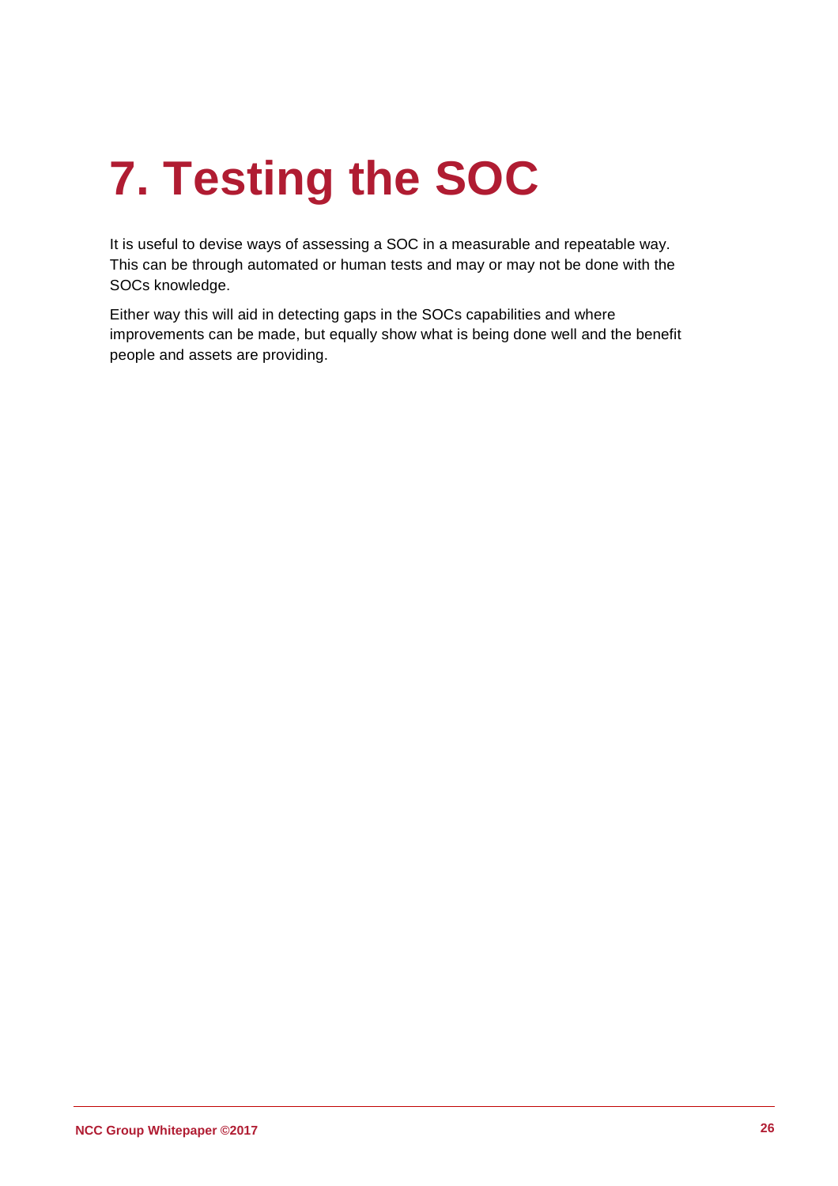# 7. Testing the SOC

It is useful to devise ways of assessing a SOC in a measurable and repeatable way. This can be through automated or human tests and may or may not be done with the SOCs knowledge.

Either way this will aid in detecting gaps in the SOCs capabilities and where improvements can be made, but equally show what is being done well and the benefit people and assets are providing.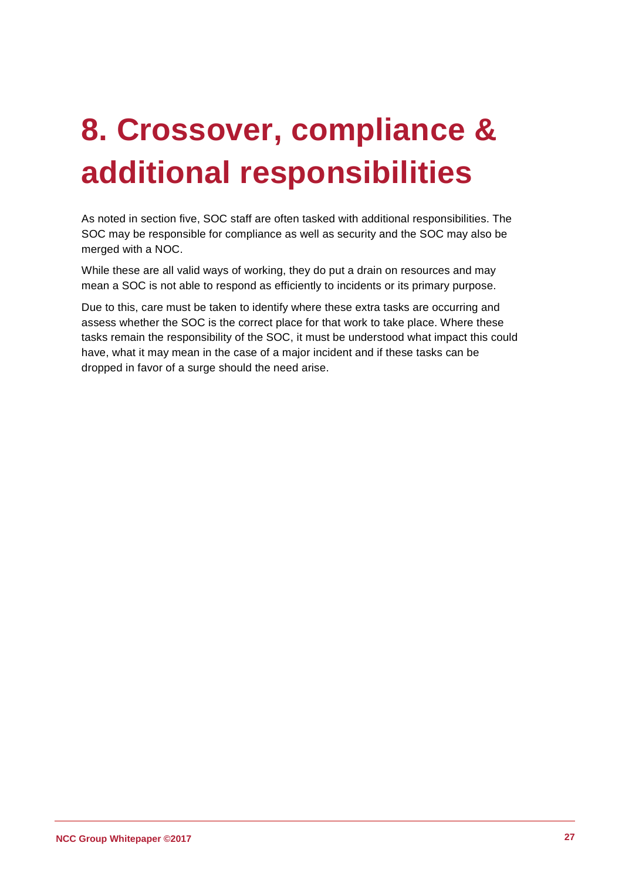# 8. Crossover, compliance & additional responsibilities

As noted in section five, SOC staff are often tasked with additional responsibilities. The SOC may be responsible for compliance as well as security and the SOC may also be merged with a NOC.

While these are all valid ways of working, they do put a drain on resources and may mean a SOC is not able to respond as efficiently to incidents or its primary purpose.

Due to this, care must be taken to identify where these extra tasks are occurring and assess whether the SOC is the correct place for that work to take place. Where these tasks remain the responsibility of the SOC, it must be understood what impact this could have, what it may mean in the case of a major incident and if these tasks can be dropped in favor of a surge should the need arise.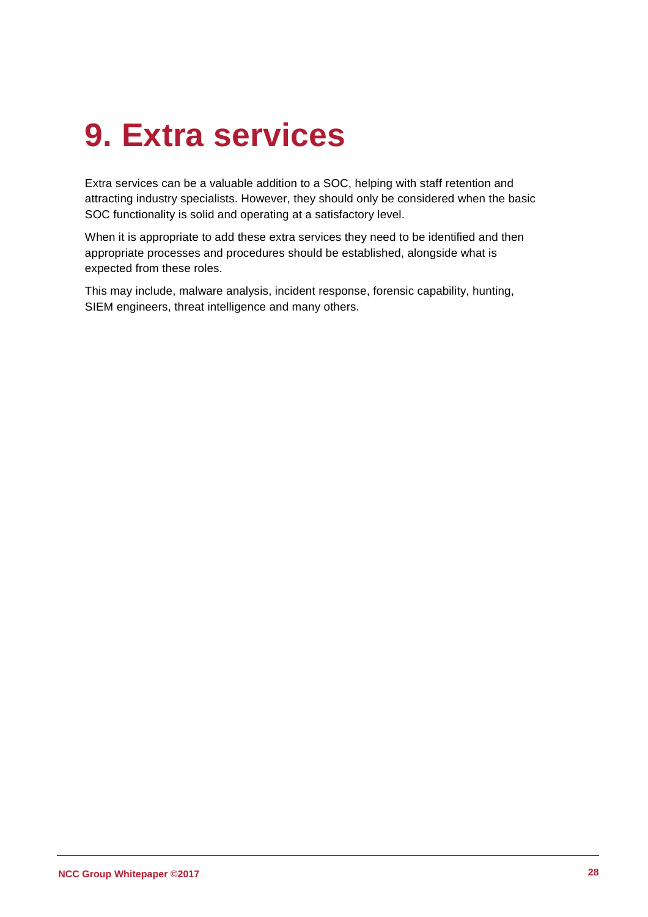# 9. Extra services

Extra services can be a valuable addition to a SOC, helping with staff retention and attracting industry specialists. However, they should only be considered when the basic SOC functionality is solid and operating at a satisfactory level.

When it is appropriate to add these extra services they need to be identified and then appropriate processes and procedures should be established, alongside what is expected from these roles.

This may include, malware analysis, incident response, forensic capability, hunting, SIEM engineers, threat intelligence and many others.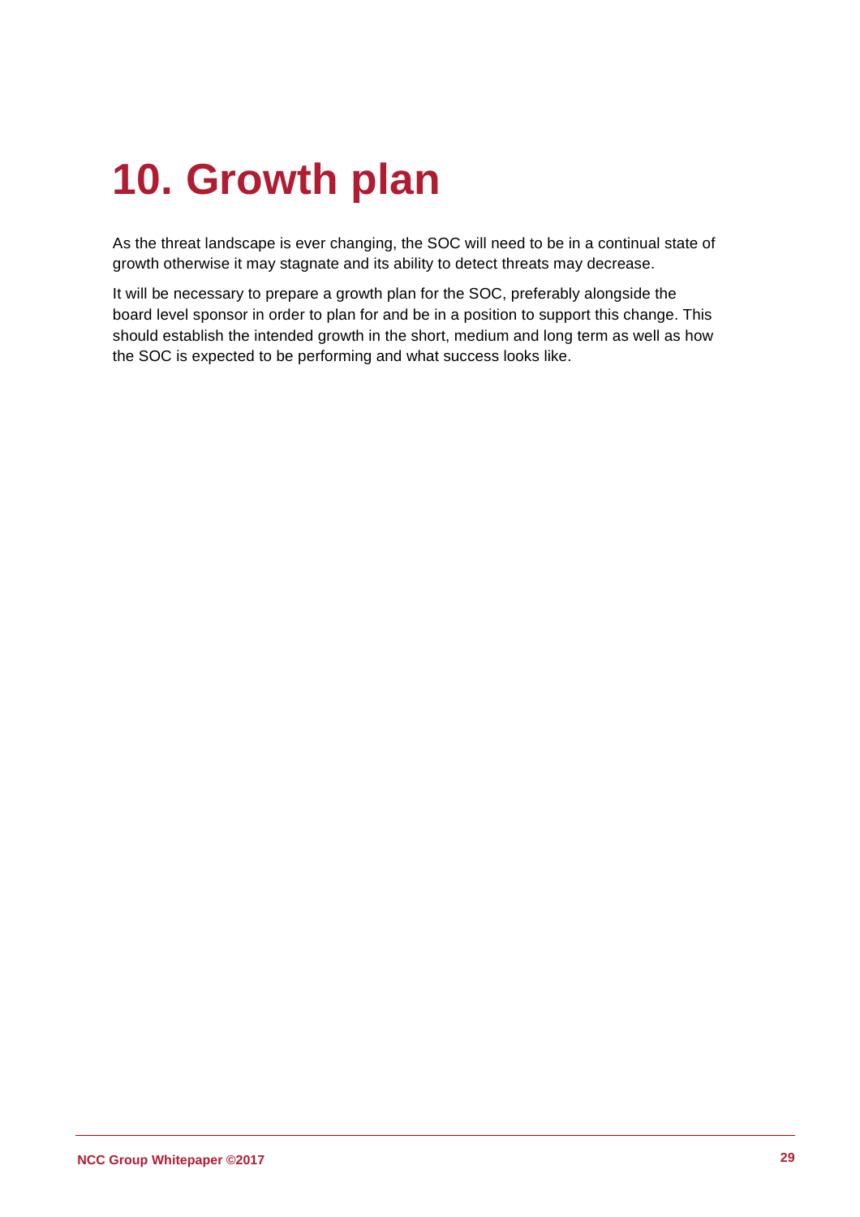# 10. Growth plan

As the threat landscape is ever changing, the SOC will need to be in a continual state of growth otherwise it may stagnate and its ability to detect threats may decrease.

It will be necessary to prepare a growth plan for the SOC, preferably alongside the board level sponsor in order to plan for and be in a position to support this change. This should establish the intended growth in the short, medium and long term as well as how the SOC is expected to be performing and what success looks like.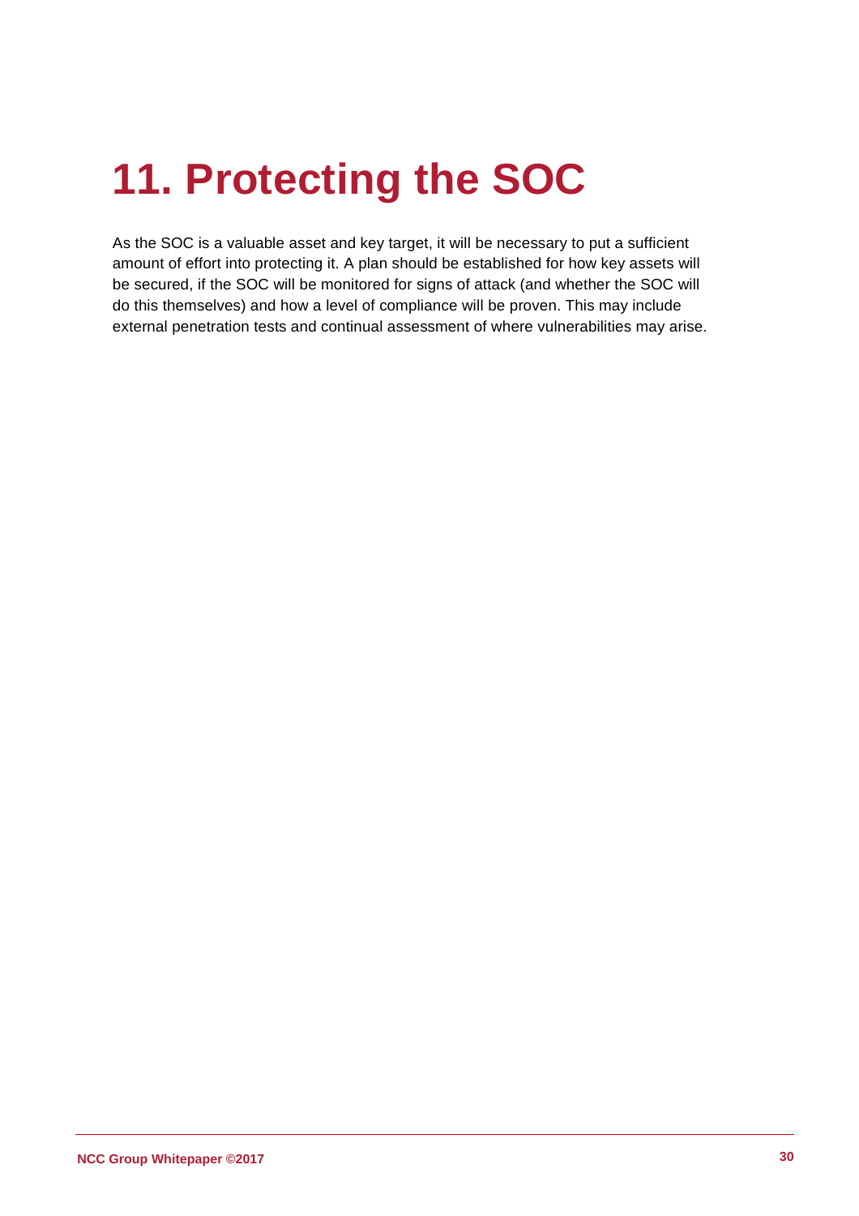# 11. Protecting the SOC

As the SOC is a valuable asset and key target, it will be necessary to put a sufficient amount of effort into protecting it. A plan should be established for how key assets will be secured, if the SOC will be monitored for signs of attack (and whether the SOC will do this themselves) and how a level of compliance will be proven. This may include external penetration tests and continual assessment of where vulnerabilities may arise.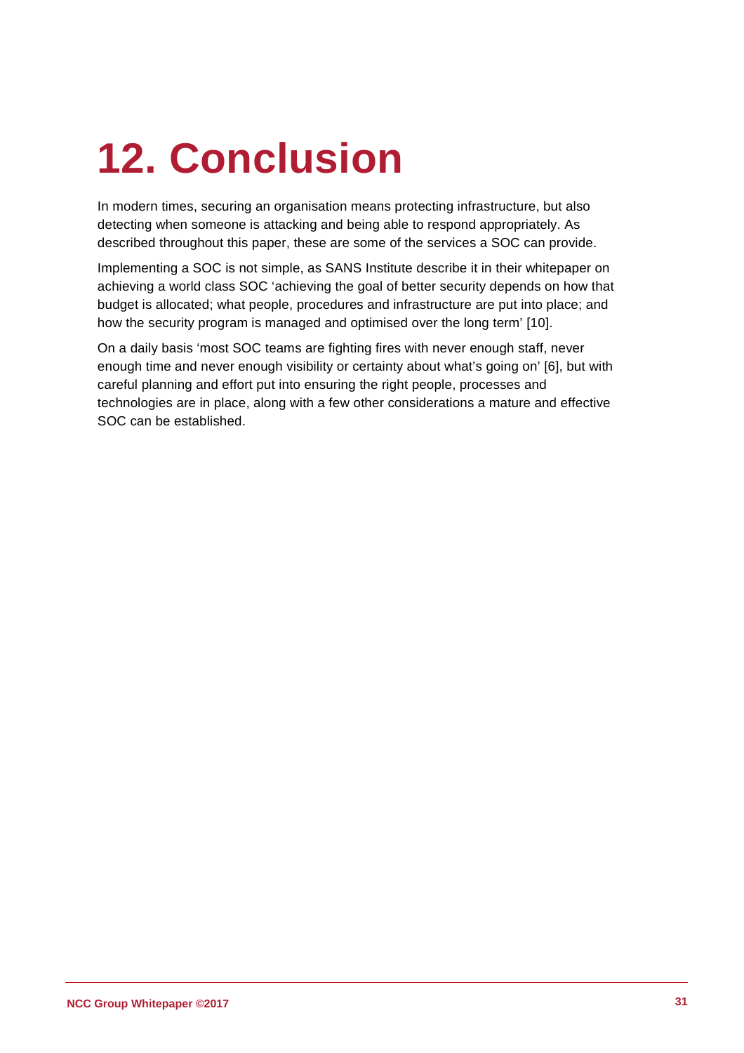# 12. Conclusion

In modern times, securing an organisation means protecting infrastructure, but also detecting when someone is attacking and being able to respond appropriately. As described throughout this paper, these are some of the services a SOC can provide.

Implementing a SOC is not simple, as SANS Institute describe it in their whitepaper on achieving a world class SOC 'achieving the goal of better security depends on how that budget is allocated; what people, procedures and infrastructure are put into place; and how the security program is managed and optimised over the long term' [10].

On a daily basis 'most SOC teams are fighting fires with never enough staff, never enough time and never enough visibility or certainty about what's going on' [6], but with careful planning and effort put into ensuring the right people, processes and technologies are in place, along with a few other considerations a mature and effective SOC can be established.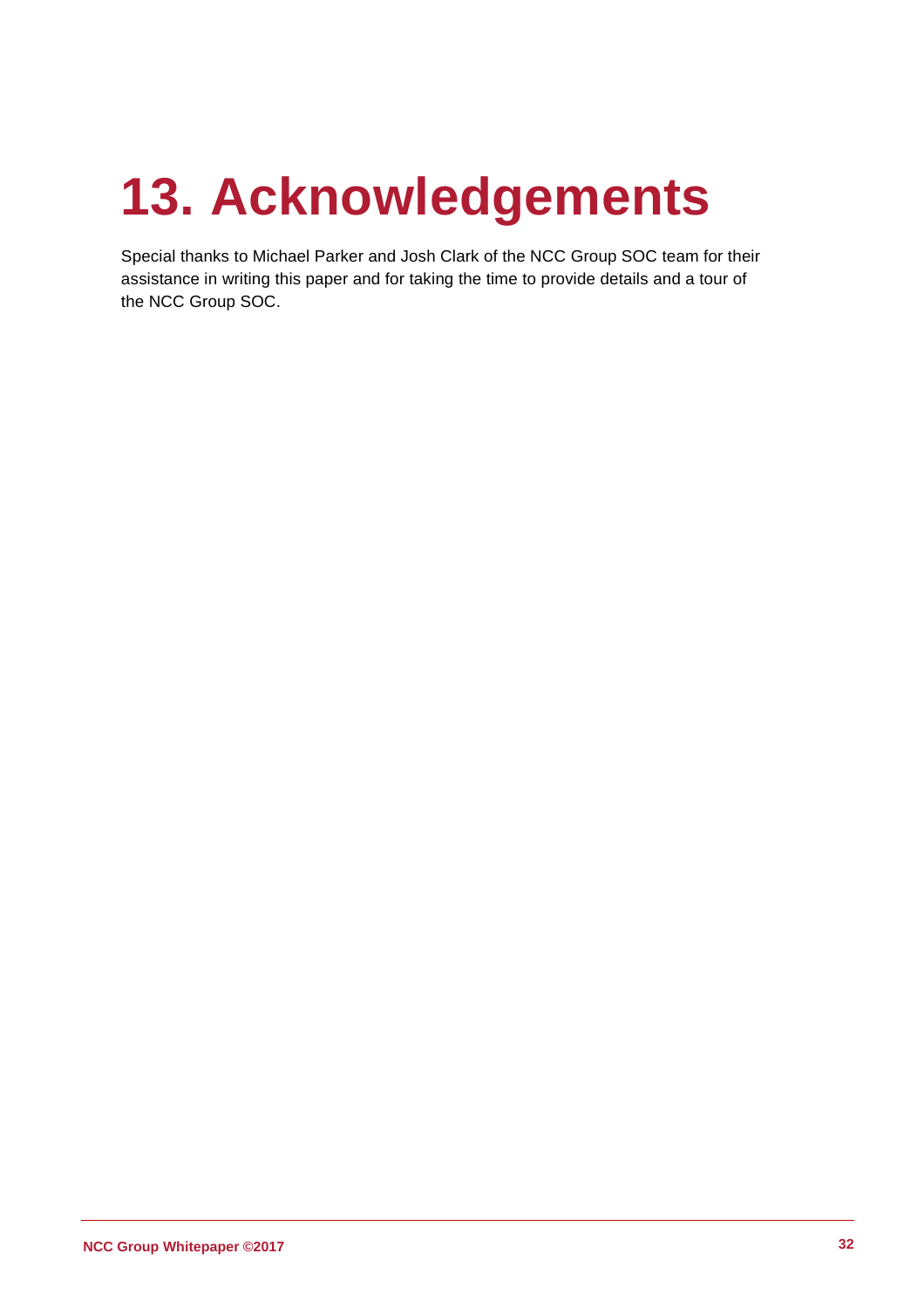# 13. Acknowledgements

Special thanks to Michael Parker and Josh Clark of the NCC Group SOC team for their assistance in writing this paper and for taking the time to provide details and a tour of the NCC Group SOC.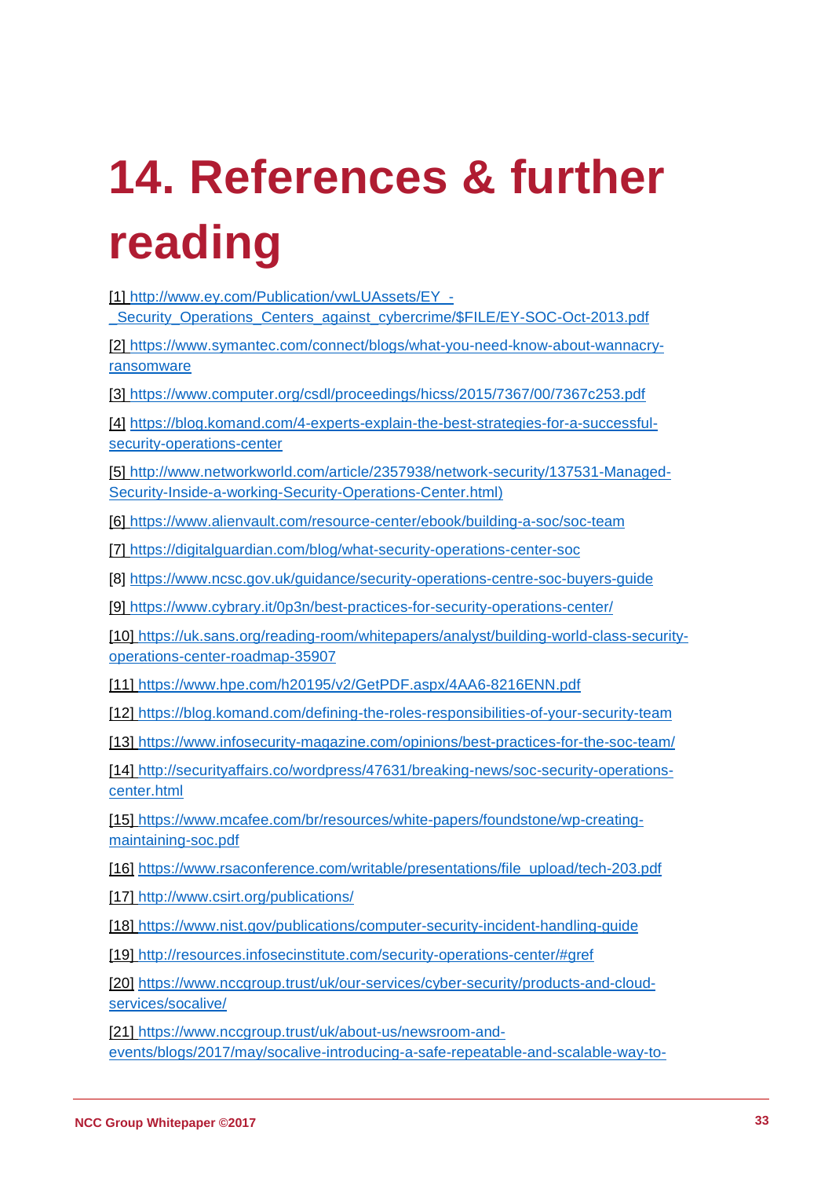# 14. References & further reading

[1] http://www.ey.com/Publication/vwLUAssets/EY_-_Security_Operations_Centers_against_cybercrime/$FILE/EY-SOC-Oct-2013.pdf

[2] https://www.symantec.com/connect/blogs/what-you-need-know-about-wannacry-ransomware

[3] https://www.computer.org/csdl/proceedings/hicss/2015/7367/00/7367c253.pdf

[4] https://blog.komand.com/4-experts-explain-the-best-strategies-for-a-successful-security-operations-center

[5] http://www.networkworld.com/article/2357938/network-security/137531-Managed-Security-Inside-a-working-Security-Operations-Center.html)

[6] https://www.alienvault.com/resource-center/ebook/building-a-soc/soc-team

[7] https://digitalguardian.com/blog/what-security-operations-center-soc

[8] https://www.ncsc.gov.uk/guidance/security-operations-centre-soc-buyers-guide

[9] https://www.cybrary.it/0p3n/best-practices-for-security-operations-center/

[10] https://uk.sans.org/reading-room/whitepapers/analyst/building-world-class-security-operations-center-roadmap-35907

[11] https://www.hpe.com/h20195/v2/GetPDF.aspx/4AA6-8216ENN.pdf

[12] https://blog.komand.com/defining-the-roles-responsibilities-of-your-security-team

[13] https://www.infosecurity-magazine.com/opinions/best-practices-for-the-soc-team/

[14] http://securityaffairs.co/wordpress/47631/breaking-news/soc-security-operations-center.html

[15] https://www.mcafee.com/br/resources/white-papers/foundstone/wp-creating-maintaining-soc.pdf

[16] https://www.rsaconference.com/writable/presentations/file_upload/tech-203.pdf

[17] http://www.csirt.org/publications/

[18] https://www.nist.gov/publications/computer-security-incident-handling-guide

[19] http://resources.infosecinstitute.com/security-operations-center/#gref

[20] https://www.nccgroup.trust/uk/our-services/cyber-security/products-and-cloud-services/socalive/

[21] https://www.nccgroup.trust/uk/about-us/newsroom-and-events/blogs/2017/may/socalive-introducing-a-safe-repeatable-and-scalable-way-to-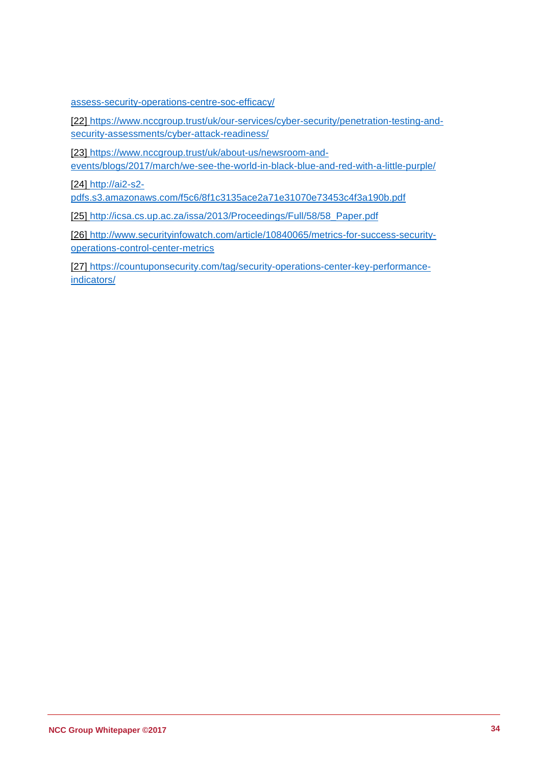assess-security-operations-centre-soc-efficacy/

[22] https://www.nccgroup.trust/uk/our-services/cyber-security/penetration-testing-and-security-assessments/cyber-attack-readiness/

[23] https://www.nccgroup.trust/uk/about-us/newsroom-and-events/blogs/2017/march/we-see-the-world-in-black-blue-and-red-with-a-little-purple/

[24] http://ai2-s2-pdfs.s3.amazonaws.com/f5c6/8f1c3135ace2a71e31070e73453c4f3a190b.pdf

[25] http://icsa.cs.up.ac.za/issa/2013/Proceedings/Full/58/58_Paper.pdf

[26] http://www.securityinfowatch.com/article/10840065/metrics-for-success-security-operations-control-center-metrics

[27] https://countuponsecurity.com/tag/security-operations-center-key-performance-indicators/